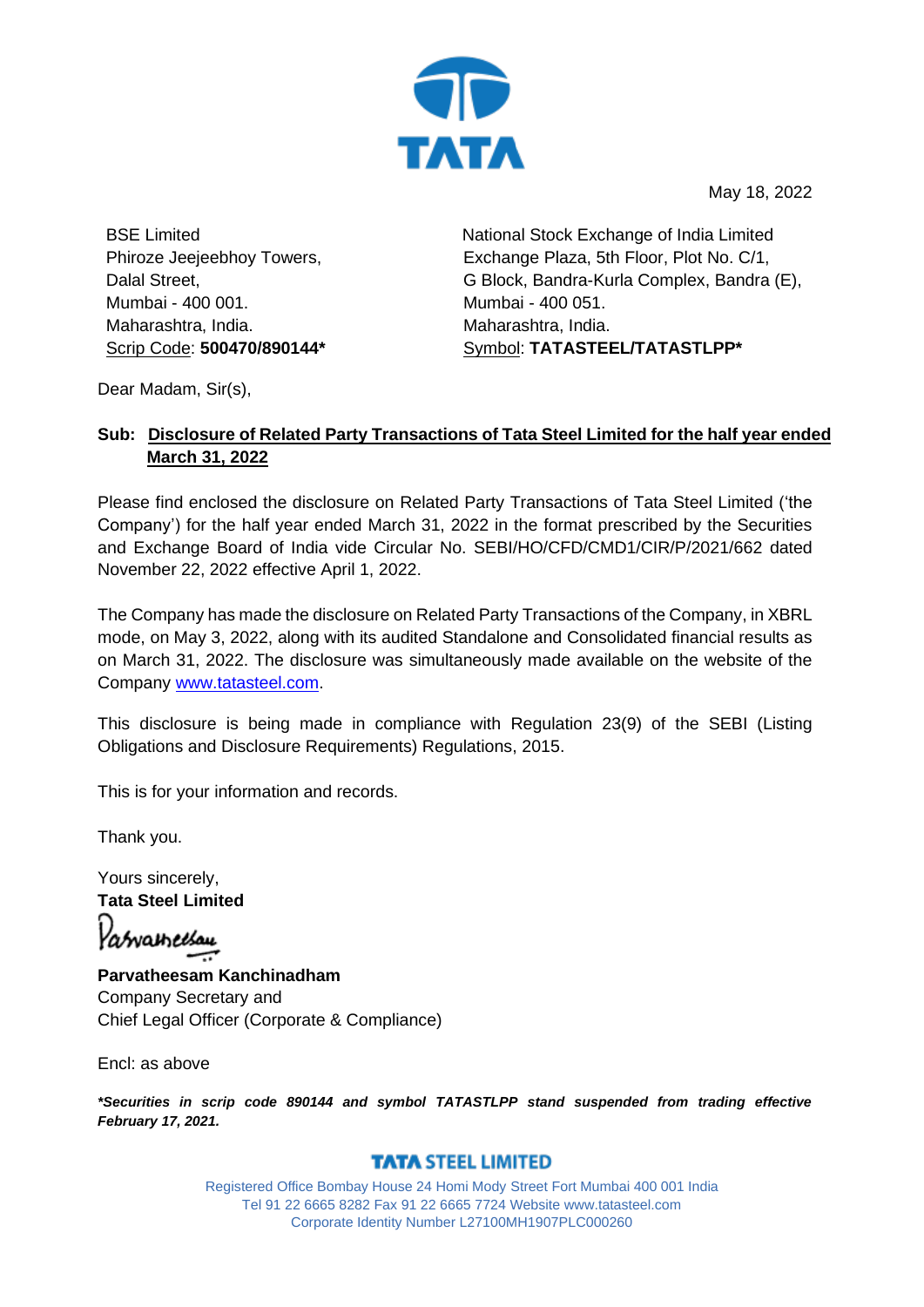TATA

May 18, 2022

BSE Limited
Phiroze Jeejeebhoy Towers,
Dalal Street,
Mumbai - 400 001.
Maharashtra, India.
Scrip Code: **500470/890144***

National Stock Exchange of India Limited
Exchange Plaza, 5th Floor, Plot No. C/1,
G Block, Bandra-Kurla Complex, Bandra (E),
Mumbai - 400 051.
Maharashtra, India.
Symbol: **TATASTEEL/TATASTLPP***

Dear Madam, Sir(s),

**Sub: Disclosure of Related Party Transactions of Tata Steel Limited for the half year ended March 31, 2022**

Please find enclosed the disclosure on Related Party Transactions of Tata Steel Limited ('the Company') for the half year ended March 31, 2022 in the format prescribed by the Securities and Exchange Board of India vide Circular No. SEBI/HO/CFD/CMD1/CIR/P/2021/662 dated November 22, 2022 effective April 1, 2022.

The Company has made the disclosure on Related Party Transactions of the Company, in XBRL mode, on May 3, 2022, along with its audited Standalone and Consolidated financial results as on March 31, 2022. The disclosure was simultaneously made available on the website of the Company www.tatasteel.com.

This disclosure is being made in compliance with Regulation 23(9) of the SEBI (Listing Obligations and Disclosure Requirements) Regulations, 2015.

This is for your information and records.

Thank you.

Yours sincerely,
**Tata Steel Limited**

**Parvatheesam Kanchinadham**
Company Secretary and
Chief Legal Officer (Corporate & Compliance)

Encl: as above

***Securities in scrip code 890144 and symbol TATASTLPP stand suspended from trading effective February 17, 2021.***

**TATA STEEL LIMITED**

Registered Office Bombay House 24 Homi Mody Street Fort Mumbai 400 001 India
Tel 91 22 6665 8282 Fax 91 22 6665 7724 Website www.tatasteel.com
Corporate Identity Number L27100MH1907PLC000260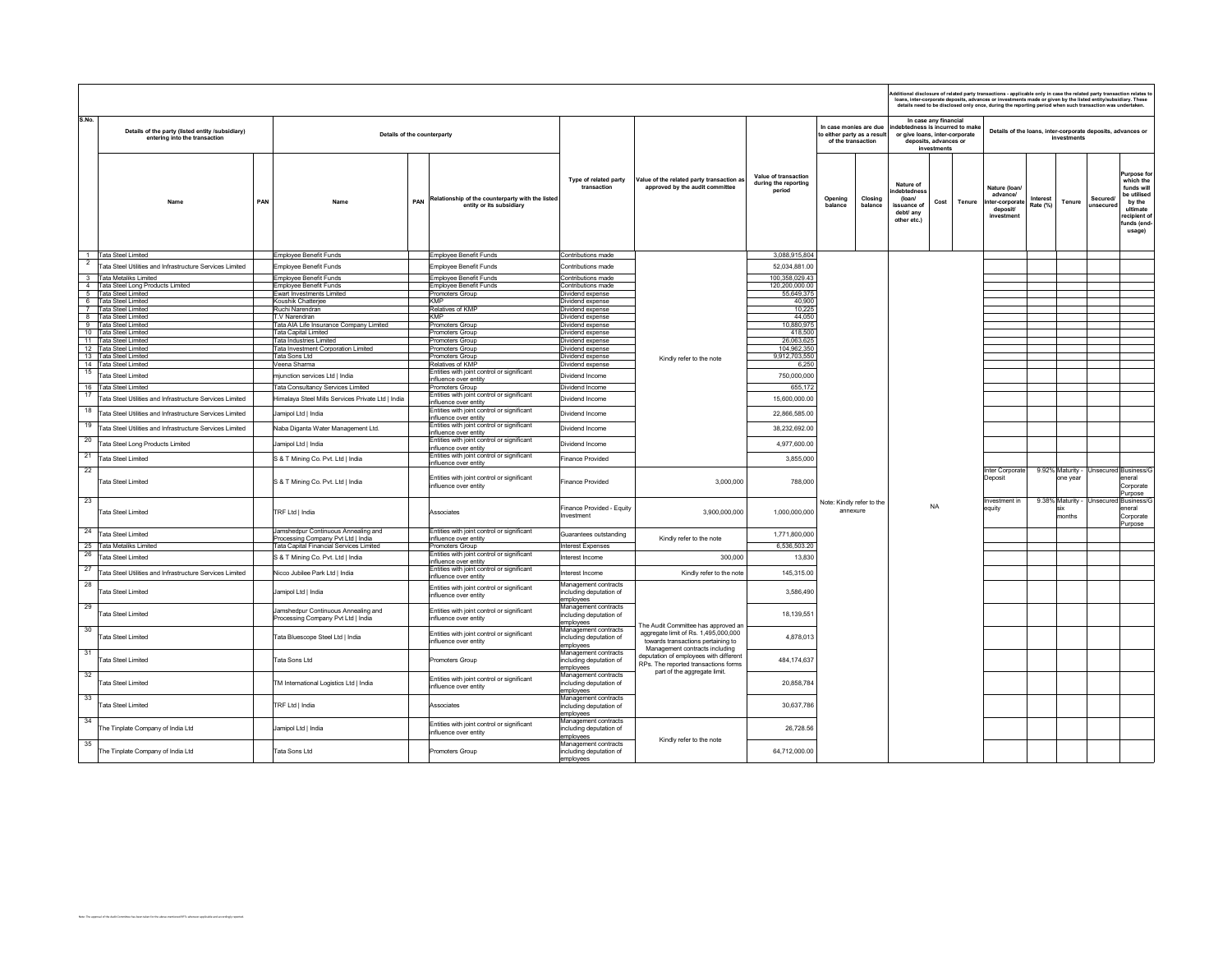| S.No. | Details of the party (listed entity /subsidiary) entering into the transaction | | Details of the counterparty | | | Type of related party transaction | Value of the related party transaction as approved by the audit committee | Value of transaction during the reporting period | In case monies are due to either party as a result of the transaction | | In case any financial indebtedness is incurred to make or give loans, inter-corporate deposits, advances or investments | | | Details of the loans, inter-corporate deposits, advances or investments | | | | |
|---|---|---|---|---|---|---|---|---|---|---|---|---|---|---|---|---|---|---|
| | | | | | | | | | | | | | | Additional disclosure of related party transactions - applicable only in case the related party transaction relates to loans, inter-corporate deposits, advances or investments made or given by the listed entity/subsidiary. These details need to be disclosed only once, during the reporting period when such transaction was undertaken. | | | | |
| | Name | PAN | Name | PAN | Relationship of the counterparty with the listed entity or its subsidiary | | | | Opening balance | Closing balance | Nature of indebtedness (loan/ issuance of debt/ any other etc.) | Cost | Tenure | Nature (loan/ advance/ inter-corporate deposit/ investment | Interest Rate (%) | Tenure | Secured/ unsecured | Purpose for which the funds will be utilised by the ultimate recipient of funds (end-usage) |
| 1 | Tata Steel Limited | | Employee Benefit Funds | | Employee Benefit Funds | Contributions made | Kindly refer to the note | 3,088,915,804 | Note: Kindly refer to the annexure | | NA | | | | | | | |
| 2 | Tata Steel Utilities and Infrastructure Services Limited | | Employee Benefit Funds | | Employee Benefit Funds | Contributions made | | 52,034,881.00 | | | | | | | | | | |
| 3 | Tata Metaliks Limited | | Employee Benefit Funds | | Employee Benefit Funds | Contributions made | | 100,358,029.43 | | | | | | | | | | |
| 4 | Tata Steel Long Products Limited | | Employee Benefit Funds | | Employee Benefit Funds | Contributions made | | 120,200,000.00 | | | | | | | | | | |
| 5 | Tata Steel Limited | | Ewart Investments Limited | | Promoters Group | Dividend expense | | 55,649,375 | | | | | | | | | | |
| 6 | Tata Steel Limited | | Koushik Chatterjee | | KMP | Dividend expense | | 40,900 | | | | | | | | | | |
| 7 | Tata Steel Limited | | Ruchi Narendran | | Relatives of KMP | Dividend expense | | 10,225 | | | | | | | | | | |
| 8 | Tata Steel Limited | | T.V Narendran | | KMP | Dividend expense | | 44,050 | | | | | | | | | | |
| 9 | Tata Steel Limited | | Tata AIA Life Insurance Company Limited | | Promoters Group | Dividend expense | | 10,880,975 | | | | | | | | | | |
| 10 | Tata Steel Limited | | Tata Capital Limited | | Promoters Group | Dividend expense | | 418,500 | | | | | | | | | | |
| 11 | Tata Steel Limited | | Tata Industries Limited | | Promoters Group | Dividend expense | | 26,063,625 | | | | | | | | | | |
| 12 | Tata Steel Limited | | Tata Investment Corporation Limited | | Promoters Group | Dividend expense | | 104,962,350 | | | | | | | | | | |
| 13 | Tata Steel Limited | | Tata Sons Ltd | | Promoters Group | Dividend expense | | 9,912,703,550 | | | | | | | | | | |
| 14 | Tata Steel Limited | | Veena Sharma | | Relatives of KMP | Dividend expense | | 6,250 | | | | | | | | | | |
| 15 | Tata Steel Limited | | mjunction services Ltd \| India | | Entities with joint control or significant influence over entity | Dividend Income | | 750,000,000 | | | | | | | | | | |
| 16 | Tata Steel Limited | | Tata Consultancy Services Limited | | Promoters Group | Dividend Income | | 655,172 | | | | | | | | | | |
| 17 | Tata Steel Utilities and Infrastructure Services Limited | | Himalaya Steel Mills Services Private Ltd \| India | | Entities with joint control or significant influence over entity | Dividend Income | | 15,600,000.00 | | | | | | | | | | |
| 18 | Tata Steel Utilities and Infrastructure Services Limited | | Jamipol Ltd \| India | | Entities with joint control or significant influence over entity | Dividend Income | | 22,866,585.00 | | | | | | | | | | |
| 19 | Tata Steel Utilities and Infrastructure Services Limited | | Naba Diganta Water Management Ltd. | | Entities with joint control or significant influence over entity | Dividend Income | | 38,232,692.00 | | | | | | | | | | |
| 20 | Tata Steel Long Products Limited | | Jamipol Ltd \| India | | Entities with joint control or significant influence over entity | Dividend Income | | 4,977,600.00 | | | | | | | | | | |
| 21 | Tata Steel Limited | | S & T Mining Co. Pvt. Ltd \| India | | Entities with joint control or significant influence over entity | Finance Provided | | 3,855,000 | | | | | | | | | | |
| 22 | Tata Steel Limited | | S & T Mining Co. Pvt. Ltd \| India | | Entities with joint control or significant influence over entity | Finance Provided | 3,000,000 | 788,000 | | | | | | Inter Corporate Deposit | 9.92% | Maturity - one year | Unsecured | Business/General Corporate Purpose |
| 23 | Tata Steel Limited | | TRF Ltd \| India | | Associates | Finance Provided - Equity Investment | 3,900,000,000 | 1,000,000,000 | | | | | | Investment in equity | 9.38% | Maturity - six months | Unsecured | Business/General Corporate Purpose |
| 24 | Tata Steel Limited | | Jamshedpur Continuous Annealing and Processing Company Pvt Ltd \| India | | Entities with joint control or significant influence over entity | Guarantees outstanding | Kindly refer to the note | 1,771,800,000 | | | | | | | | | | |
| 25 | Tata Metaliks Limited | | Tata Capital Financial Services Limited | | Promoters Group | Interest Expenses | | 6,536,503.20 | | | | | | | | | | |
| 26 | Tata Steel Limited | | S & T Mining Co. Pvt. Ltd \| India | | Entities with joint control or significant influence over entity | Interest Income | 300,000 | 13,830 | | | | | | | | | | |
| 27 | Tata Steel Utilities and Infrastructure Services Limited | | Nicco Jubilee Park Ltd \| India | | Entities with joint control or significant influence over entity | Interest Income | Kindly refer to the note | 145,315.00 | | | | | | | | | | |
| 28 | Tata Steel Limited | | Jamipol Ltd \| India | | Entities with joint control or significant influence over entity | Management contracts including deputation of employees | The Audit Committee has approved an aggregate limit of Rs. 1,495,000,000 towards transactions pertaining to Management contracts including deputation of employees with different RPs. The reported transactions forms part of the aggregate limit. | 3,586,490 | | | | | | | | | | |
| 29 | Tata Steel Limited | | Jamshedpur Continuous Annealing and Processing Company Pvt Ltd \| India | | Entities with joint control or significant influence over entity | Management contracts including deputation of employees | | 18,139,551 | | | | | | | | | | |
| 30 | Tata Steel Limited | | Tata Bluescope Steel Ltd \| India | | Entities with joint control or significant influence over entity | Management contracts including deputation of employees | | 4,878,013 | | | | | | | | | | |
| 31 | Tata Steel Limited | | Tata Sons Ltd | | Promoters Group | Management contracts including deputation of employees | | 484,174,637 | | | | | | | | | | |
| 32 | Tata Steel Limited | | TM International Logistics Ltd \| India | | Entities with joint control or significant influence over entity | Management contracts including deputation of employees | | 20,858,784 | | | | | | | | | | |
| 33 | Tata Steel Limited | | TRF Ltd \| India | | Associates | Management contracts including deputation of employees | | 30,637,786 | | | | | | | | | | |
| 34 | The Tinplate Company of India Ltd | | Jamipol Ltd \| India | | Entities with joint control or significant influence over entity | Management contracts including deputation of employees | Kindly refer to the note | 26,728.56 | | | | | | | | | | |
| 35 | The Tinplate Company of India Ltd | | Tata Sons Ltd | | Promoters Group | Management contracts including deputation of employees | | 64,712,000.00 | | | | | | | | | | |

Note: The approval of the Audit Committee has been taken for the above mentioned RPTs wherever applicable and accordingly reported.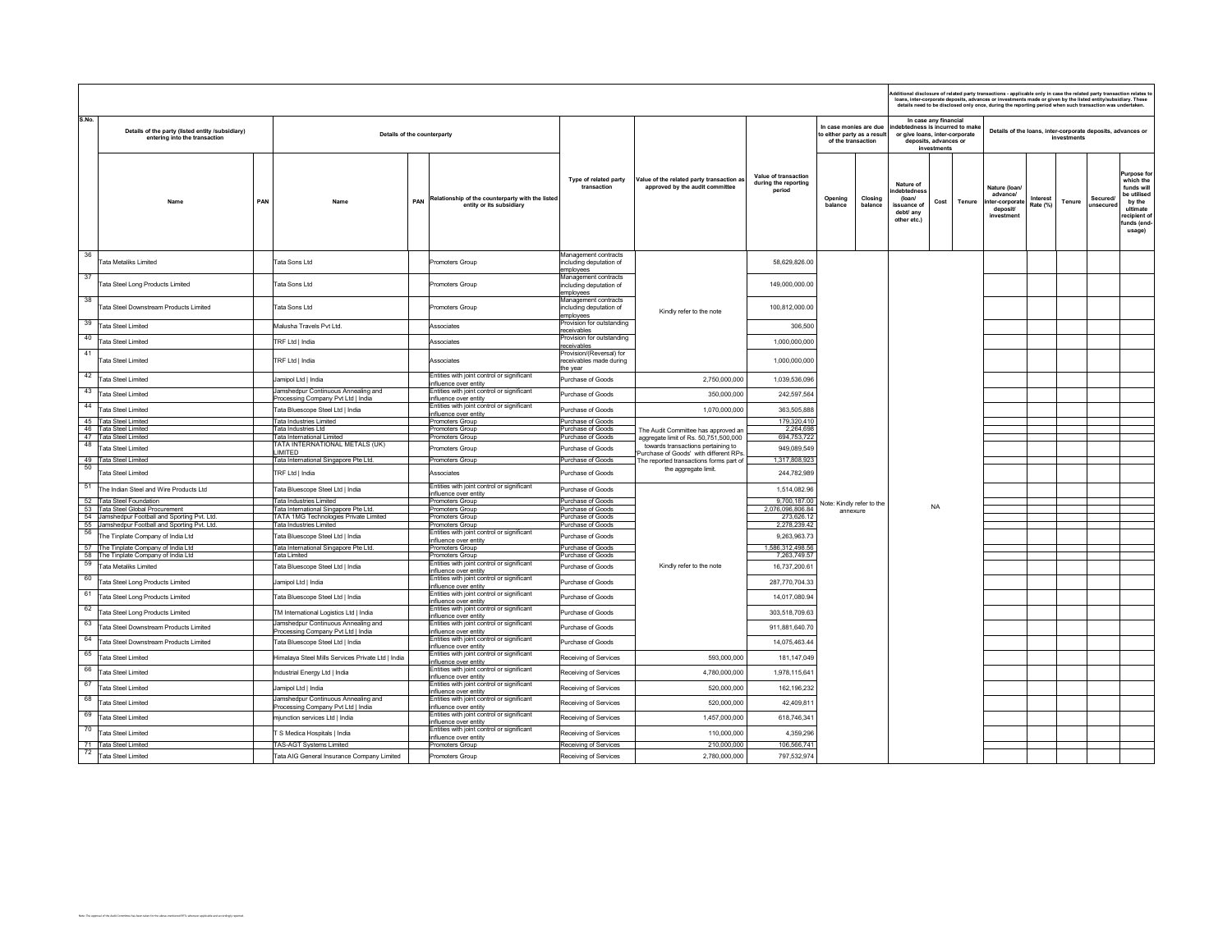| S.No. | Details of the party (listed entity /subsidiary) entering into the transaction | | Details of the counterparty | | | Type of related party transaction | Value of the related party transaction as approved by the audit committee | Value of transaction during the reporting period | In case monies are due to either party as a result of the transaction | | In case any financial indebtedness is incurred to make or give loans, inter-corporate deposits, advances or investments | | | Details of the loans, inter-corporate deposits, advances or investments | | | | |
|---|---|---|---|---|---|---|---|---|---|---|---|---|---|---|---|---|---|---|
| | Name | PAN | Name | PAN | Relationship of the counterparty with the listed entity or its subsidiary | | | | Opening balance | Closing balance | Nature of indebtedness (loan/ issuance of debt/ any other etc.) | Cost | Tenure | Nature (loan/ advance/ inter-corporate deposit/ investment | Interest Rate (%) | Tenure | Secured/ unsecured | Purpose for which the funds will be utilised by the ultimate recipient of funds (end-usage) |
| 36 | Tata Metaliks Limited | | Tata Sons Ltd | | Promoters Group | Management contracts including deputation of employees | Kindly refer to the note | 58,629,826.00 | Note: Kindly refer to the annexure | | NA | | | | | | | |
| 37 | Tata Steel Long Products Limited | | Tata Sons Ltd | | Promoters Group | Management contracts including deputation of employees | | 149,000,000.00 | | | | | | | | | | |
| 38 | Tata Steel Downstream Products Limited | | Tata Sons Ltd | | Promoters Group | Management contracts including deputation of employees | | 100,812,000.00 | | | | | | | | | | |
| 39 | Tata Steel Limited | | Malusha Travels Pvt Ltd. | | Associates | Provision for outstanding receivables | | 306,500 | | | | | | | | | | |
| 40 | Tata Steel Limited | | TRF Ltd \| India | | Associates | Provision for outstanding receivables | | 1,000,000,000 | | | | | | | | | | |
| 41 | Tata Steel Limited | | TRF Ltd \| India | | Associates | Provision/(Reversal) for receivables made during the year | | 1,000,000,000 | | | | | | | | | | |
| 42 | Tata Steel Limited | | Jamipol Ltd \| India | | Entities with joint control or significant influence over entity | Purchase of Goods | 2,750,000,000 | 1,039,536,096 | | | | | | | | | | |
| 43 | Tata Steel Limited | | Jamshedpur Continuous Annealing and Processing Company Pvt Ltd \| India | | Entities with joint control or significant influence over entity | Purchase of Goods | 350,000,000 | 242,597,564 | | | | | | | | | | |
| 44 | Tata Steel Limited | | Tata Bluescope Steel Ltd \| India | | Entities with joint control or significant influence over entity | Purchase of Goods | 1,070,000,000 | 363,505,888 | | | | | | | | | | |
| 45 | Tata Steel Limited | | Tata Industries Limited | | Promoters Group | Purchase of Goods | The Audit Committee has approved an aggregate limit of Rs. 50,751,500,000 towards transactions pertaining to 'Purchase of Goods' with different RPs. The reported transactions forms part of the aggregate limit. | 179,320,410 | | | | | | | | | | |
| 46 | Tata Steel Limited | | Tata Industries Ltd | | Promoters Group | Purchase of Goods | | 2,264,698 | | | | | | | | | | |
| 47 | Tata Steel Limited | | Tata International Limited | | Promoters Group | Purchase of Goods | | 694,753,722 | | | | | | | | | | |
| 48 | Tata Steel Limited | | TATA INTERNATIONAL METALS (UK) LIMITED | | Promoters Group | Purchase of Goods | | 949,089,549 | | | | | | | | | | |
| 49 | Tata Steel Limited | | Tata International Singapore Pte Ltd. | | Promoters Group | Purchase of Goods | | 1,317,808,923 | | | | | | | | | | |
| 50 | Tata Steel Limited | | TRF Ltd \| India | | Associates | Purchase of Goods | | 244,782,989 | | | | | | | | | | |
| 51 | The Indian Steel and Wire Products Ltd | | Tata Bluescope Steel Ltd \| India | | Entities with joint control or significant influence over entity | Purchase of Goods | Kindly refer to the note | 1,514,082.96 | | | | | | | | | | |
| 52 | Tata Steel Foundation | | Tata Industries Limited | | Promoters Group | Purchase of Goods | | 9,700,187.00 | | | | | | | | | | |
| 53 | Tata Steel Global Procurement | | Tata International Singapore Pte Ltd. | | Promoters Group | Purchase of Goods | | 2,076,096,806.84 | | | | | | | | | | |
| 54 | Jamshedpur Football and Sporting Pvt. Ltd. | | TATA 1MG Technologies Private Limited | | Promoters Group | Purchase of Goods | | 273,626.12 | | | | | | | | | | |
| 55 | Jamshedpur Football and Sporting Pvt. Ltd. | | Tata Industries Limited | | Promoters Group | Purchase of Goods | | 2,278,239.42 | | | | | | | | | | |
| 56 | The Tinplate Company of India Ltd | | Tata Bluescope Steel Ltd \| India | | Entities with joint control or significant influence over entity | Purchase of Goods | | 9,263,963.73 | | | | | | | | | | |
| 57 | The Tinplate Company of India Ltd | | Tata International Singapore Pte Ltd. | | Promoters Group | Purchase of Goods | | 1,586,312,498.56 | | | | | | | | | | |
| 58 | The Tinplate Company of India Ltd | | Tata Limited | | Promoters Group | Purchase of Goods | | 7,263,749.57 | | | | | | | | | | |
| 59 | Tata Metaliks Limited | | Tata Bluescope Steel Ltd \| India | | Entities with joint control or significant influence over entity | Purchase of Goods | | 16,737,200.61 | | | | | | | | | | |
| 60 | Tata Steel Long Products Limited | | Jamipol Ltd \| India | | Entities with joint control or significant influence over entity | Purchase of Goods | | 287,770,704.33 | | | | | | | | | | |
| 61 | Tata Steel Long Products Limited | | Tata Bluescope Steel Ltd \| India | | Entities with joint control or significant influence over entity | Purchase of Goods | | 14,017,080.94 | | | | | | | | | | |
| 62 | Tata Steel Long Products Limited | | TM International Logistics Ltd \| India | | Entities with joint control or significant influence over entity | Purchase of Goods | | 303,518,709.63 | | | | | | | | | | |
| 63 | Tata Steel Downstream Products Limited | | Jamshedpur Continuous Annealing and Processing Company Pvt Ltd \| India | | Entities with joint control or significant influence over entity | Purchase of Goods | | 911,881,640.70 | | | | | | | | | | |
| 64 | Tata Steel Downstream Products Limited | | Tata Bluescope Steel Ltd \| India | | Entities with joint control or significant influence over entity | Purchase of Goods | | 14,075,463.44 | | | | | | | | | | |
| 65 | Tata Steel Limited | | Himalaya Steel Mills Services Private Ltd \| India | | Entities with joint control or significant influence over entity | Receiving of Services | 593,000,000 | 181,147,049 | | | | | | | | | | |
| 66 | Tata Steel Limited | | Industrial Energy Ltd \| India | | Entities with joint control or significant influence over entity | Receiving of Services | 4,780,000,000 | 1,978,115,641 | | | | | | | | | | |
| 67 | Tata Steel Limited | | Jamipol Ltd \| India | | Entities with joint control or significant influence over entity | Receiving of Services | 520,000,000 | 162,196,232 | | | | | | | | | | |
| 68 | Tata Steel Limited | | Jamshedpur Continuous Annealing and Processing Company Pvt Ltd \| India | | Entities with joint control or significant influence over entity | Receiving of Services | 520,000,000 | 42,409,811 | | | | | | | | | | |
| 69 | Tata Steel Limited | | mjunction services Ltd \| India | | Entities with joint control or significant influence over entity | Receiving of Services | 1,457,000,000 | 618,746,341 | | | | | | | | | | |
| 70 | Tata Steel Limited | | T S Medica Hospitals \| India | | Entities with joint control or significant influence over entity | Receiving of Services | 110,000,000 | 4,359,296 | | | | | | | | | | |
| 71 | Tata Steel Limited | | TAS-AGT Systems Limited | | Promoters Group | Receiving of Services | 210,000,000 | 106,566,741 | | | | | | | | | | |
| 72 | Tata Steel Limited | | Tata AIG General Insurance Company Limited | | Promoters Group | Receiving of Services | 2,780,000,000 | 797,532,974 | | | | | | | | | | |

Additional disclosure of related party transactions - applicable only in case the related party transaction relates to loans, inter-corporate deposits, advances or investments made or given by the listed entity/subsidiary. These details need to be disclosed only once, during the reporting period when such transaction was undertaken.

Note: The approval of the Audit Committee has been taken for the above mentioned RPTs wherever applicable and accordingly reported.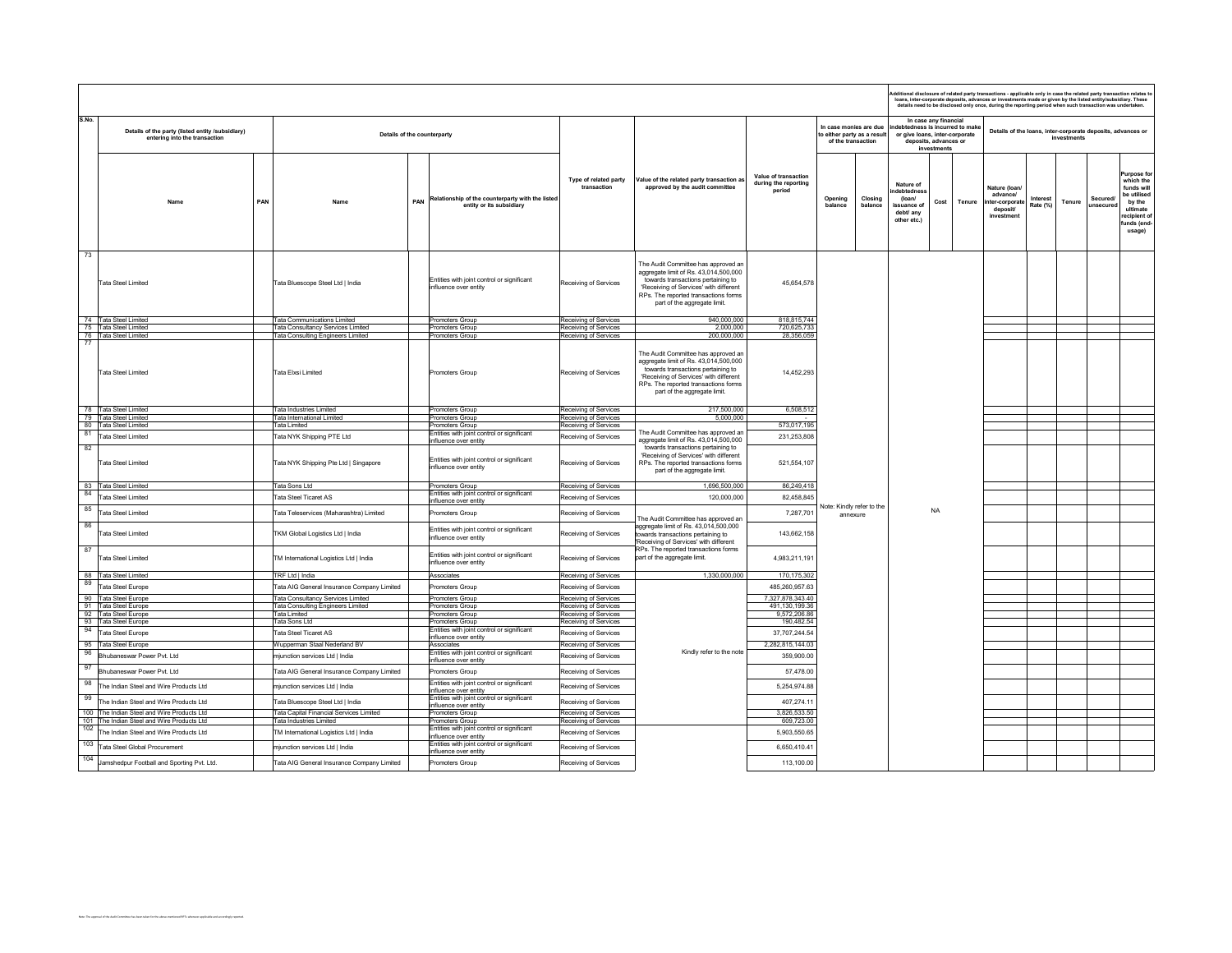| S.No. | Details of the party (listed entity /subsidiary) entering into the transaction | | Details of the counterparty | | | Type of related party transaction | Value of the related party transaction as approved by the audit committee | Value of transaction during the reporting period | In case monies are due to either party as a result of the transaction | | In case any financial indebtedness is incurred to make or give loans, inter-corporate deposits, advances or investments | | | Additional disclosure of related party transactions - applicable only in case the related party transaction relates to loans, inter-corporate deposits, advances or investments made or given by the listed entity/subsidiary. These details need to be disclosed only once, during the reporting period when such transaction was undertaken. Details of the loans, inter-corporate deposits, advances or investments | | | | |
|---|---|---|---|---|---|---|---|---|---|---|---|---|---|---|---|---|---|---|
| | Name | PAN | Name | PAN | Relationship of the counterparty with the listed entity or its subsidiary | | | | Opening balance | Closing balance | Nature of indebtedness (loan/ issuance of debt/ any other etc.) | Cost | Tenure | Nature (loan/ advance/ inter-corporate deposit/ investment | Interest Rate (%) | Tenure | Secured/ unsecured | Purpose for which the funds will be utilised by the ultimate recipient of funds (end-usage) |
| 73 | Tata Steel Limited | | Tata Bluescope Steel Ltd \| India | | Entities with joint control or significant influence over entity | Receiving of Services | The Audit Committee has approved an aggregate limit of Rs. 43,014,500,000 towards transactions pertaining to 'Receiving of Services' with different RPs. The reported transactions forms part of the aggregate limit. | 45,654,578 | Note: Kindly refer to the annexure | | NA | | | | | | | |
| 74 | Tata Steel Limited | | Tata Communications Limited | | Promoters Group | Receiving of Services | 940,000,000 | 818,815,744 | | | | | | | | | | |
| 75 | Tata Steel Limited | | Tata Consultancy Services Limited | | Promoters Group | Receiving of Services | 2,000,000 | 720,625,733 | | | | | | | | | | |
| 76 | Tata Steel Limited | | Tata Consulting Engineers Limited | | Promoters Group | Receiving of Services | 200,000,000 | 28,356,059 | | | | | | | | | | |
| 77 | Tata Steel Limited | | Tata Elxsi Limited | | Promoters Group | Receiving of Services | The Audit Committee has approved an aggregate limit of Rs. 43,014,500,000 towards transactions pertaining to 'Receiving of Services' with different RPs. The reported transactions forms part of the aggregate limit. | 14,452,293 | | | | | | | | | | |
| 78 | Tata Steel Limited | | Tata Industries Limited | | Promoters Group | Receiving of Services | 217,500,000 | 6,508,512 | | | | | | | | | | |
| 79 | Tata Steel Limited | | Tata International Limited | | Promoters Group | Receiving of Services | 5,000,000 | | | | | | | | | | | |
| 80 | Tata Steel Limited | | Tata Limited | | Promoters Group | Receiving of Services | | 573,017,195 | | | | | | | | | | |
| 81 | Tata Steel Limited | | Tata NYK Shipping PTE Ltd | | Entities with joint control or significant influence over entity | Receiving of Services | The Audit Committee has approved an aggregate limit of Rs. 43,014,500,000 towards transactions pertaining to 'Receiving of Services' with different RPs. The reported transactions forms part of the aggregate limit. | 231,253,808 | | | | | | | | | | |
| 82 | Tata Steel Limited | | Tata NYK Shipping Pte Ltd \| Singapore | | Entities with joint control or significant influence over entity | Receiving of Services | | 521,554,107 | | | | | | | | | | |
| 83 | Tata Steel Limited | | Tata Sons Ltd | | Promoters Group | Receiving of Services | 1,696,500,000 | 86,249,418 | | | | | | | | | | |
| 84 | Tata Steel Limited | | Tata Steel Ticaret AS | | Entities with joint control or significant influence over entity | Receiving of Services | 120,000,000 | 82,458,845 | | | | | | | | | | |
| 85 | Tata Steel Limited | | Tata Teleservices (Maharashtra) Limited | | Promoters Group | Receiving of Services | The Audit Committee has approved an aggregate limit of Rs. 43,014,500,000 towards transactions pertaining to 'Receiving of Services' with different RPs. The reported transactions forms part of the aggregate limit. | 7,287,701 | | | | | | | | | | |
| 86 | Tata Steel Limited | | TKM Global Logistics Ltd \| India | | Entities with joint control or significant influence over entity | Receiving of Services | | 143,662,158 | | | | | | | | | | |
| 87 | Tata Steel Limited | | TM International Logistics Ltd \| India | | Entities with joint control or significant influence over entity | Receiving of Services | | 4,983,211,191 | | | | | | | | | | |
| 88 | Tata Steel Limited | | TRF Ltd \| India | | Associates | Receiving of Services | 1,330,000,000 | 170,175,302 | | | | | | | | | | |
| 89 | Tata Steel Europe | | Tata AIG General Insurance Company Limited | | Promoters Group | Receiving of Services | Kindly refer to the note | 485,260,957.63 | | | | | | | | | | |
| 90 | Tata Steel Europe | | Tata Consultancy Services Limited | | Promoters Group | Receiving of Services | | 7,327,878,343.40 | | | | | | | | | | |
| 91 | Tata Steel Europe | | Tata Consulting Engineers Limited | | Promoters Group | Receiving of Services | | 491,130,199.36 | | | | | | | | | | |
| 92 | Tata Steel Europe | | Tata Limited | | Promoters Group | Receiving of Services | | 9,572,206.86 | | | | | | | | | | |
| 93 | Tata Steel Europe | | Tata Sons Ltd | | Promoters Group | Receiving of Services | | 190,482.54 | | | | | | | | | | |
| 94 | Tata Steel Europe | | Tata Steel Ticaret AS | | Entities with joint control or significant influence over entity | Receiving of Services | | 37,707,244.54 | | | | | | | | | | |
| 95 | Tata Steel Europe | | Wupperman Staal Nederland BV | | Associates | Receiving of Services | | 2,282,815,144.03 | | | | | | | | | | |
| 96 | Bhubaneswar Power Pvt. Ltd | | mjunction services Ltd \| India | | Entities with joint control or significant influence over entity | Receiving of Services | | 359,900.00 | | | | | | | | | | |
| 97 | Bhubaneswar Power Pvt. Ltd | | Tata AIG General Insurance Company Limited | | Promoters Group | Receiving of Services | | 57,478.00 | | | | | | | | | | |
| 98 | The Indian Steel and Wire Products Ltd | | mjunction services Ltd \| India | | Entities with joint control or significant influence over entity | Receiving of Services | | 5,254,974.88 | | | | | | | | | | |
| 99 | The Indian Steel and Wire Products Ltd | | Tata Bluescope Steel Ltd \| India | | Entities with joint control or significant influence over entity | Receiving of Services | | 407,274.11 | | | | | | | | | | |
| 100 | The Indian Steel and Wire Products Ltd | | Tata Capital Financial Services Limited | | Promoters Group | Receiving of Services | | 3,826,533.50 | | | | | | | | | | |
| 101 | The Indian Steel and Wire Products Ltd | | Tata Industries Limited | | Promoters Group | Receiving of Services | | 609,723.00 | | | | | | | | | | |
| 102 | The Indian Steel and Wire Products Ltd | | TM International Logistics Ltd \| India | | Entities with joint control or significant influence over entity | Receiving of Services | | 5,903,550.65 | | | | | | | | | | |
| 103 | Tata Steel Global Procurement | | mjunction services Ltd \| India | | Entities with joint control or significant influence over entity | Receiving of Services | | 6,650,410.41 | | | | | | | | | | |
| 104 | Jamshedpur Football and Sporting Pvt. Ltd. | | Tata AIG General Insurance Company Limited | | Promoters Group | Receiving of Services | | 113,100.00 | | | | | | | | | | |

Note: The approval of the Audit Committee has been taken for the above mentioned RPTs wherever applicable and accordingly reported.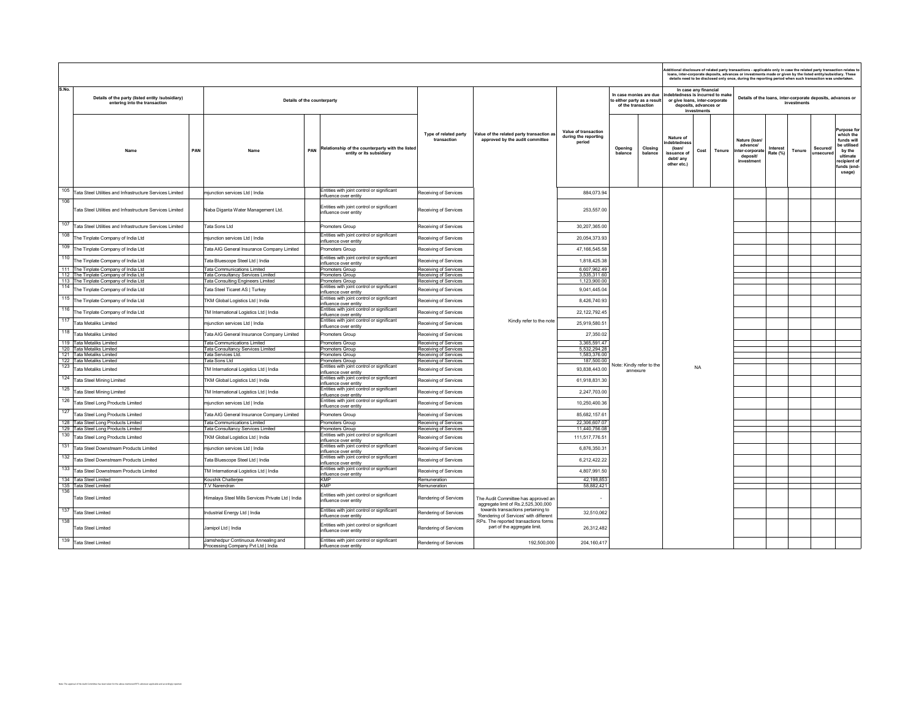| S.No. | Details of the party (listed entity /subsidiary) entering into the transaction | | Details of the counterparty | | | Type of related party transaction | Value of the related party transaction as approved by the audit committee | Value of transaction during the reporting period | In case monies are due to either party as a result of the transaction | | Additional disclosure of related party transactions - applicable only in case the related party transaction relates to loans, inter-corporate deposits, advances or investments made or given by the listed entity/subsidiary. These details need to be disclosed only once, during the reporting period when such transaction was undertaken. In case any financial indebtedness is incurred to make or give loans, inter-corporate deposits, advances or investments | | | Details of the loans, inter-corporate deposits, advances or investments | | | | |
|---|---|---|---|---|---|---|---|---|---|---|---|---|---|---|---|---|---|---|
| | Name | PAN | Name | PAN | Relationship of the counterparty with the listed entity or its subsidiary | | | | Opening balance | Closing balance | Nature of indebtedness (loan/ issuance of debt/ any other etc.) | Cost | Tenure | Nature (loan/ advance/ inter-corporate deposit/ investment | Interest Rate (%) | Tenure | Secured/ unsecured | Purpose for which the funds will be utilised by the ultimate recipient of funds (end-usage) |
| 105 | Tata Steel Utilities and Infrastructure Services Limited | | mjunction services Ltd \| India | | Entities with joint control or significant influence over entity | Receiving of Services | Kindly refer to the note | 884,073.94 | Note: Kindly refer to the annexure | | NA | | | | | | | |
| 106 | Tata Steel Utilities and Infrastructure Services Limited | | Naba Diganta Water Management Ltd. | | Entities with joint control or significant influence over entity | Receiving of Services | | 253,557.00 | | | | | | | | | | |
| 107 | Tata Steel Utilities and Infrastructure Services Limited | | Tata Sons Ltd | | Promoters Group | Receiving of Services | | 30,207,365.00 | | | | | | | | | | |
| 108 | The Tinplate Company of India Ltd | | mjunction services Ltd \| India | | Entities with joint control or significant influence over entity | Receiving of Services | | 20,054,373.93 | | | | | | | | | | |
| 109 | The Tinplate Company of India Ltd | | Tata AIG General Insurance Company Limited | | Promoters Group | Receiving of Services | | 47,166,545.58 | | | | | | | | | | |
| 110 | The Tinplate Company of India Ltd | | Tata Bluescope Steel Ltd \| India | | Entities with joint control or significant influence over entity | Receiving of Services | | 1,818,425.38 | | | | | | | | | | |
| 111 | The Tinplate Company of India Ltd | | Tata Communications Limited | | Promoters Group | Receiving of Services | | 6,607,962.49 | | | | | | | | | | |
| 112 | The Tinplate Company of India Ltd | | Tata Consultancy Services Limited | | Promoters Group | Receiving of Services | | 3,535,311.60 | | | | | | | | | | |
| 113 | The Tinplate Company of India Ltd | | Tata Consulting Engineers Limited | | Promoters Group | Receiving of Services | | 1,123,900.00 | | | | | | | | | | |
| 114 | The Tinplate Company of India Ltd | | Tata Steel Ticaret AS \| Turkey | | Entities with joint control or significant influence over entity | Receiving of Services | | 9,041,445.04 | | | | | | | | | | |
| 115 | The Tinplate Company of India Ltd | | TKM Global Logistics Ltd \| India | | Entities with joint control or significant influence over entity | Receiving of Services | | 8,426,740.93 | | | | | | | | | | |
| 116 | The Tinplate Company of India Ltd | | TM International Logistics Ltd \| India | | Entities with joint control or significant influence over entity | Receiving of Services | | 22,122,792.45 | | | | | | | | | | |
| 117 | Tata Metaliks Limited | | mjunction services Ltd \| India | | Entities with joint control or significant influence over entity | Receiving of Services | | 25,919,580.51 | | | | | | | | | | |
| 118 | Tata Metaliks Limited | | Tata AIG General Insurance Company Limited | | Promoters Group | Receiving of Services | | 27,350.02 | | | | | | | | | | |
| 119 | Tata Metaliks Limited | | Tata Communications Limited | | Promoters Group | Receiving of Services | | 3,365,591.47 | | | | | | | | | | |
| 120 | Tata Metaliks Limited | | Tata Consultancy Services Limited | | Promoters Group | Receiving of Services | | 5,532,294.28 | | | | | | | | | | |
| 121 | Tata Metaliks Limited | | Tata Services Ltd. | | Promoters Group | Receiving of Services | | 1,583,376.00 | | | | | | | | | | |
| 122 | Tata Metaliks Limited | | Tata Sons Ltd | | Promoters Group | Receiving of Services | | 187,500.00 | | | | | | | | | | |
| 123 | Tata Metaliks Limited | | TM International Logistics Ltd \| India | | Entities with joint control or significant influence over entity | Receiving of Services | | 93,838,443.00 | | | | | | | | | | |
| 124 | Tata Steel Mining Limited | | TKM Global Logistics Ltd \| India | | Entities with joint control or significant influence over entity | Receiving of Services | | 61,918,831.30 | | | | | | | | | | |
| 125 | Tata Steel Mining Limited | | TM International Logistics Ltd \| India | | Entities with joint control or significant influence over entity | Receiving of Services | | 2,247,703.00 | | | | | | | | | | |
| 126 | Tata Steel Long Products Limited | | mjunction services Ltd \| India | | Entities with joint control or significant influence over entity | Receiving of Services | | 10,250,400.36 | | | | | | | | | | |
| 127 | Tata Steel Long Products Limited | | Tata AIG General Insurance Company Limited | | Promoters Group | Receiving of Services | | 85,682,157.61 | | | | | | | | | | |
| 128 | Tata Steel Long Products Limited | | Tata Communications Limited | | Promoters Group | Receiving of Services | | 22,306,607.07 | | | | | | | | | | |
| 129 | Tata Steel Long Products Limited | | Tata Consultancy Services Limited | | Promoters Group | Receiving of Services | | 11,440,756.08 | | | | | | | | | | |
| 130 | Tata Steel Long Products Limited | | TKM Global Logistics Ltd \| India | | Entities with joint control or significant influence over entity | Receiving of Services | | 111,517,776.51 | | | | | | | | | | |
| 131 | Tata Steel Downstream Products Limited | | mjunction services Ltd \| India | | Entities with joint control or significant influence over entity | Receiving of Services | | 6,876,350.31 | | | | | | | | | | |
| 132 | Tata Steel Downstream Products Limited | | Tata Bluescope Steel Ltd \| India | | Entities with joint control or significant influence over entity | Receiving of Services | | 6,212,422.22 | | | | | | | | | | |
| 133 | Tata Steel Downstream Products Limited | | TM International Logistics Ltd \| India | | Entities with joint control or significant influence over entity | Receiving of Services | | 4,807,991.50 | | | | | | | | | | |
| 134 | Tata Steel Limited | | Koushik Chatterjee | | KMP | Remuneration | | 42,198,853 | | | | | | | | | | |
| 135 | Tata Steel Limited | | T.V Narendran | | KMP | Remuneration | | 58,882,421 | | | | | | | | | | |
| 136 | Tata Steel Limited | | Himalaya Steel Mills Services Private Ltd \| India | | Entities with joint control or significant influence over entity | Rendering of Services | The Audit Committee has approved an aggregate limit of Rs.2,525,300,000 towards transactions pertaining to 'Rendering of Services' with different RPs. The reported transactions forms part of the aggregate limit. | - | | | | | | | | | | |
| 137 | Tata Steel Limited | | Industrial Energy Ltd \| India | | Entities with joint control or significant influence over entity | Rendering of Services | | 32,510,062 | | | | | | | | | | |
| 138 | Tata Steel Limited | | Jamipol Ltd \| India | | Entities with joint control or significant influence over entity | Rendering of Services | | 26,312,482 | | | | | | | | | | |
| 139 | Tata Steel Limited | | Jamshedpur Continuous Annealing and Processing Company Pvt Ltd \| India | | Entities with joint control or significant influence over entity | Rendering of Services | 192,500,000 | 204,160,417 | | | | | | | | | | |

Note: The approval of the Audit Committee has been taken for the above mentioned RPTs wherever applicable and accordingly reported.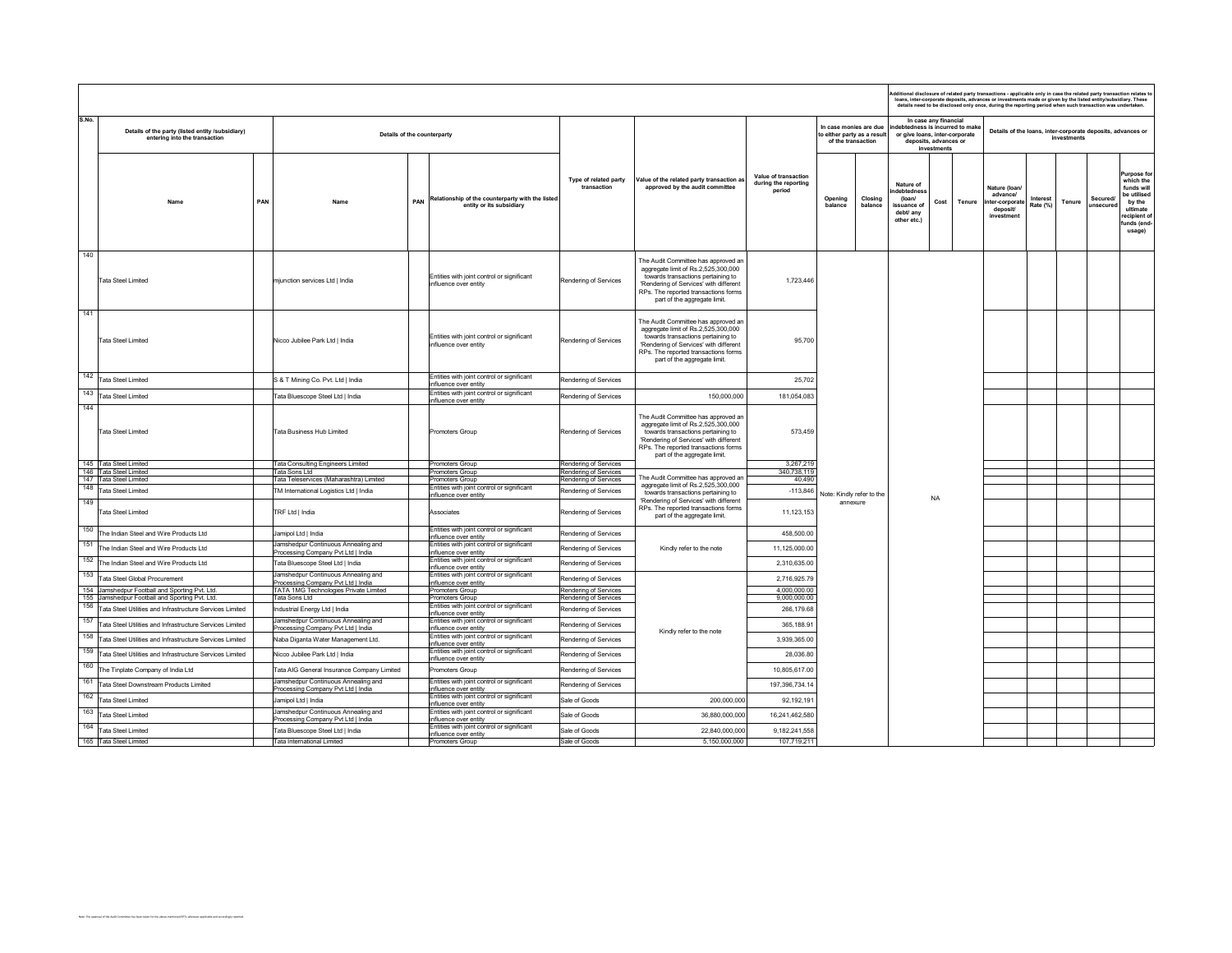| S.No. | Details of the party (listed entity /subsidiary) entering into the transaction | | Details of the counterparty | | | Type of related party transaction | Value of the related party transaction as approved by the audit committee | Value of transaction during the reporting period | In case monies are due to either party as a result of the transaction | | In case any financial indebtedness is incurred to make or give loans, inter-corporate deposits, advances or investments | | | Details of the loans, inter-corporate deposits, advances or investments | | | | |
|---|---|---|---|---|---|---|---|---|---|---|---|---|---|---|---|---|---|---|
| | Name | PAN | Name | PAN | Relationship of the counterparty with the listed entity or its subsidiary | | | | Opening balance | Closing balance | Nature of indebtedness (loan/ issuance of debt/ any other etc.) | Cost | Tenure | Nature (loan/ advance/ inter-corporate deposit/ investment | Interest Rate (%) | Tenure | Secured/ unsecured | Purpose for which the funds will be utilised by the ultimate recipient of funds (end-usage) |
| 140 | Tata Steel Limited | | mjunction services Ltd \| India | | Entities with joint control or significant influence over entity | Rendering of Services | The Audit Committee has approved an aggregate limit of Rs.2,525,300,000 towards transactions pertaining to 'Rendering of Services' with different RPs. The reported transactions forms part of the aggregate limit. | 1,723,446 | Note: Kindly refer to the annexure | | NA | | | | | | | |
| 141 | Tata Steel Limited | | Nicco Jubilee Park Ltd \| India | | Entities with joint control or significant influence over entity | Rendering of Services | The Audit Committee has approved an aggregate limit of Rs.2,525,300,000 towards transactions pertaining to 'Rendering of Services' with different RPs. The reported transactions forms part of the aggregate limit. | 95,700 | | | | | | | | | | |
| 142 | Tata Steel Limited | | S & T Mining Co. Pvt. Ltd \| India | | Entities with joint control or significant influence over entity | Rendering of Services | | 25,702 | | | | | | | | | | |
| 143 | Tata Steel Limited | | Tata Bluescope Steel Ltd \| India | | Entities with joint control or significant influence over entity | Rendering of Services | 150,000,000 | 181,054,083 | | | | | | | | | | |
| 144 | Tata Steel Limited | | Tata Business Hub Limited | | Promoters Group | Rendering of Services | The Audit Committee has approved an aggregate limit of Rs.2,525,300,000 towards transactions pertaining to 'Rendering of Services' with different RPs. The reported transactions forms part of the aggregate limit. | 573,459 | | | | | | | | | | |
| 145 | Tata Steel Limited | | Tata Consulting Engineers Limited | | Promoters Group | Rendering of Services | | 3,267,219 | | | | | | | | | | |
| 146 | Tata Steel Limited | | Tata Sons Ltd | | Promoters Group | Rendering of Services | | 340,738,119 | | | | | | | | | | |
| 147 | Tata Steel Limited | | Tata Teleservices (Maharashtra) Limited | | Promoters Group | Rendering of Services | The Audit Committee has approved an aggregate limit of Rs.2,525,300,000 towards transactions pertaining to 'Rendering of Services' with different RPs. The reported transactions forms part of the aggregate limit. | 40,490 | | | | | | | | | | |
| 148 | Tata Steel Limited | | TM International Logistics Ltd \| India | | Entities with joint control or significant influence over entity | Rendering of Services | | -113,846 | | | | | | | | | | |
| 149 | Tata Steel Limited | | TRF Ltd \| India | | Associates | Rendering of Services | | 11,123,153 | | | | | | | | | | |
| 150 | The Indian Steel and Wire Products Ltd | | Jamipol Ltd \| India | | Entities with joint control or significant influence over entity | Rendering of Services | Kindly refer to the note | 458,500.00 | | | | | | | | | | |
| 151 | The Indian Steel and Wire Products Ltd | | Jamshedpur Continuous Annealing and Processing Company Pvt Ltd \| India | | Entities with joint control or significant influence over entity | Rendering of Services | | 11,125,000.00 | | | | | | | | | | |
| 152 | The Indian Steel and Wire Products Ltd | | Tata Bluescope Steel Ltd \| India | | Entities with joint control or significant influence over entity | Rendering of Services | | 2,310,635.00 | | | | | | | | | | |
| 153 | Tata Steel Global Procurement | | Jamshedpur Continuous Annealing and Processing Company Pvt Ltd \| India | | Entities with joint control or significant influence over entity | Rendering of Services | Kindly refer to the note | 2,716,925.79 | | | | | | | | | | |
| 154 | Jamshedpur Football and Sporting Pvt. Ltd. | | TATA 1MG Technologies Private Limited | | Promoters Group | Rendering of Services | | 4,000,000.00 | | | | | | | | | | |
| 155 | Jamshedpur Football and Sporting Pvt. Ltd. | | Tata Sons Ltd | | Promoters Group | Rendering of Services | | 9,000,000.00 | | | | | | | | | | |
| 156 | Tata Steel Utilities and Infrastructure Services Limited | | Industrial Energy Ltd \| India | | Entities with joint control or significant influence over entity | Rendering of Services | | 266,179.68 | | | | | | | | | | |
| 157 | Tata Steel Utilities and Infrastructure Services Limited | | Jamshedpur Continuous Annealing and Processing Company Pvt Ltd \| India | | Entities with joint control or significant influence over entity | Rendering of Services | | 365,188.91 | | | | | | | | | | |
| 158 | Tata Steel Utilities and Infrastructure Services Limited | | Naba Diganta Water Management Ltd. | | Entities with joint control or significant influence over entity | Rendering of Services | | 3,939,365.00 | | | | | | | | | | |
| 159 | Tata Steel Utilities and Infrastructure Services Limited | | Nicco Jubilee Park Ltd \| India | | Entities with joint control or significant influence over entity | Rendering of Services | | 28,036.80 | | | | | | | | | | |
| 160 | The Tinplate Company of India Ltd | | Tata AIG General Insurance Company Limited | | Promoters Group | Rendering of Services | | 10,805,617.00 | | | | | | | | | | |
| 161 | Tata Steel Downstream Products Limited | | Jamshedpur Continuous Annealing and Processing Company Pvt Ltd \| India | | Entities with joint control or significant influence over entity | Rendering of Services | | 197,396,734.14 | | | | | | | | | | |
| 162 | Tata Steel Limited | | Jamipol Ltd \| India | | Entities with joint control or significant influence over entity | Sale of Goods | 200,000,000 | 92,192,191 | | | | | | | | | | |
| 163 | Tata Steel Limited | | Jamshedpur Continuous Annealing and Processing Company Pvt Ltd \| India | | Entities with joint control or significant influence over entity | Sale of Goods | 36,880,000,000 | 16,241,462,580 | | | | | | | | | | |
| 164 | Tata Steel Limited | | Tata Bluescope Steel Ltd \| India | | Entities with joint control or significant influence over entity | Sale of Goods | 22,840,000,000 | 9,182,241,558 | | | | | | | | | | |
| 165 | Tata Steel Limited | | Tata International Limited | | Promoters Group | Sale of Goods | 5,150,000,000 | 107,719,211 | | | | | | | | | | |

Additional disclosure of related party transactions - applicable only in case the related party transaction relates to loans, inter-corporate deposits, advances or investments made or given by the listed entity/subsidiary. These details need to be disclosed only once, during the reporting period when such transaction was undertaken.

Note: The approval of the Audit Committee has been taken for the above mentioned RPTs wherever applicable and accordingly reported.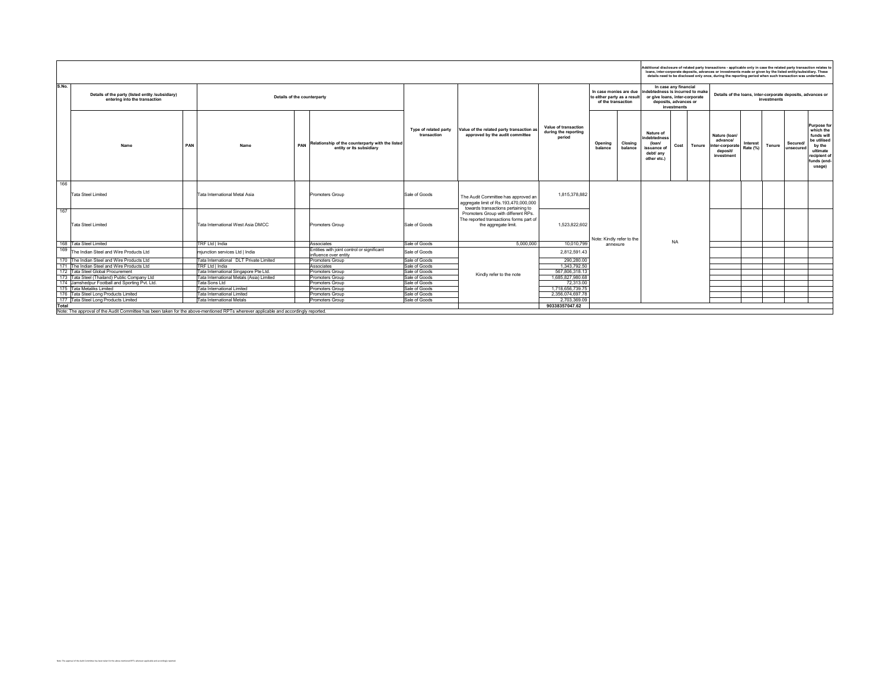| S.No. | Details of the party (listed entity /subsidiary) entering into the transaction | | Details of the counterparty | | | Type of related party transaction | Value of the related party transaction as approved by the audit committee | Value of transaction during the reporting period | In case monies are due to either party as a result of the transaction | | In case any financial indebtedness is incurred to make or give loans, inter-corporate deposits, advances or investments | | | Details of the loans, inter-corporate deposits, advances or investments | | | | |
|---|---|---|---|---|---|---|---|---|---|---|---|---|---|---|---|---|---|---|
| | Name | PAN | Name | PAN | Relationship of the counterparty with the listed entity or its subsidiary | | | | Opening balance | Closing balance | Nature of indebtedness (loan/ issuance of debt/ any other etc.) | Cost | Tenure | Nature (loan/ advance/ inter-corporate deposit/ investment | Interest Rate (%) | Tenure | Secured/ unsecured | Purpose for which the funds will be utilised by the ultimate recipient of funds (end-usage) |
| 166 | Tata Steel Limited | | Tata International Metal Asia | | Promoters Group | Sale of Goods | The Audit Committee has approved an aggregate limit of Rs.193,470,000,000 towards transactions pertaining to Promoters Group with different RPs. The reported transactions forms part of the aggregate limit. | 1,815,378,882 | Note: Kindly refer to the annexure | | NA | | | | | | | |
| 167 | Tata Steel Limited | | Tata International West Asia DMCC | | Promoters Group | Sale of Goods | | 1,523,822,602 | | | | | | | | | | |
| 168 | Tata Steel Limited | | TRF Ltd \| India | | Associates | Sale of Goods | 5,000,000 | 10,010,799 | | | | | | | | | | |
| 169 | The Indian Steel and Wire Products Ltd | | mjunction services Ltd \| India | | Entities with joint control or significant influence over entity | Sale of Goods | Kindly refer to the note | 2,812,591.43 | | | | | | | | | | |
| 170 | The Indian Steel and Wire Products Ltd | | Tata International DLT Private Limited | | Promoters Group | Sale of Goods | | 290,280.00 | | | | | | | | | | |
| 171 | The Indian Steel and Wire Products Ltd | | TRF Ltd \| India | | Associates | Sale of Goods | | 1,343,792.50 | | | | | | | | | | |
| 172 | Tata Steel Global Procurement | | Tata International Singapore Pte Ltd. | | Promoters Group | Sale of Goods | | 567,806,318.13 | | | | | | | | | | |
| 173 | Tata Steel (Thailand) Public Company Ltd | | Tata International Metals (Asia) Limited | | Promoters Group | Sale of Goods | | 1,685,827,980.68 | | | | | | | | | | |
| 174 | Jamshedpur Football and Sporting Pvt. Ltd. | | Tata Sons Ltd | | Promoters Group | Sale of Goods | | 72,313.00 | | | | | | | | | | |
| 175 | Tata Metaliks Limited | | Tata International Limited | | Promoters Group | Sale of Goods | | 1,718,656,739.75 | | | | | | | | | | |
| 176 | Tata Steel Long Products Limited | | Tata International Limited | | Promoters Group | Sale of Goods | | 2,356,074,697.78 | | | | | | | | | | |
| 177 | Tata Steel Long Products Limited | | Tata International Metals | | Promoters Group | Sale of Goods | | 2,703,369.09 | | | | | | | | | | |
| Total | | | | | | | | 90338357047.62 | | | | | | | | | | |

Additional disclosure of related party transactions - applicable only in case the related party transaction relates to loans, inter-corporate deposits, advances or investments made or given by the listed entity/subsidiary. These details need to be disclosed only once, during the reporting period when such transaction was undertaken.

Note: The approval of the Audit Committee has been taken for the above-mentioned RPTs wherever applicable and accordingly reported.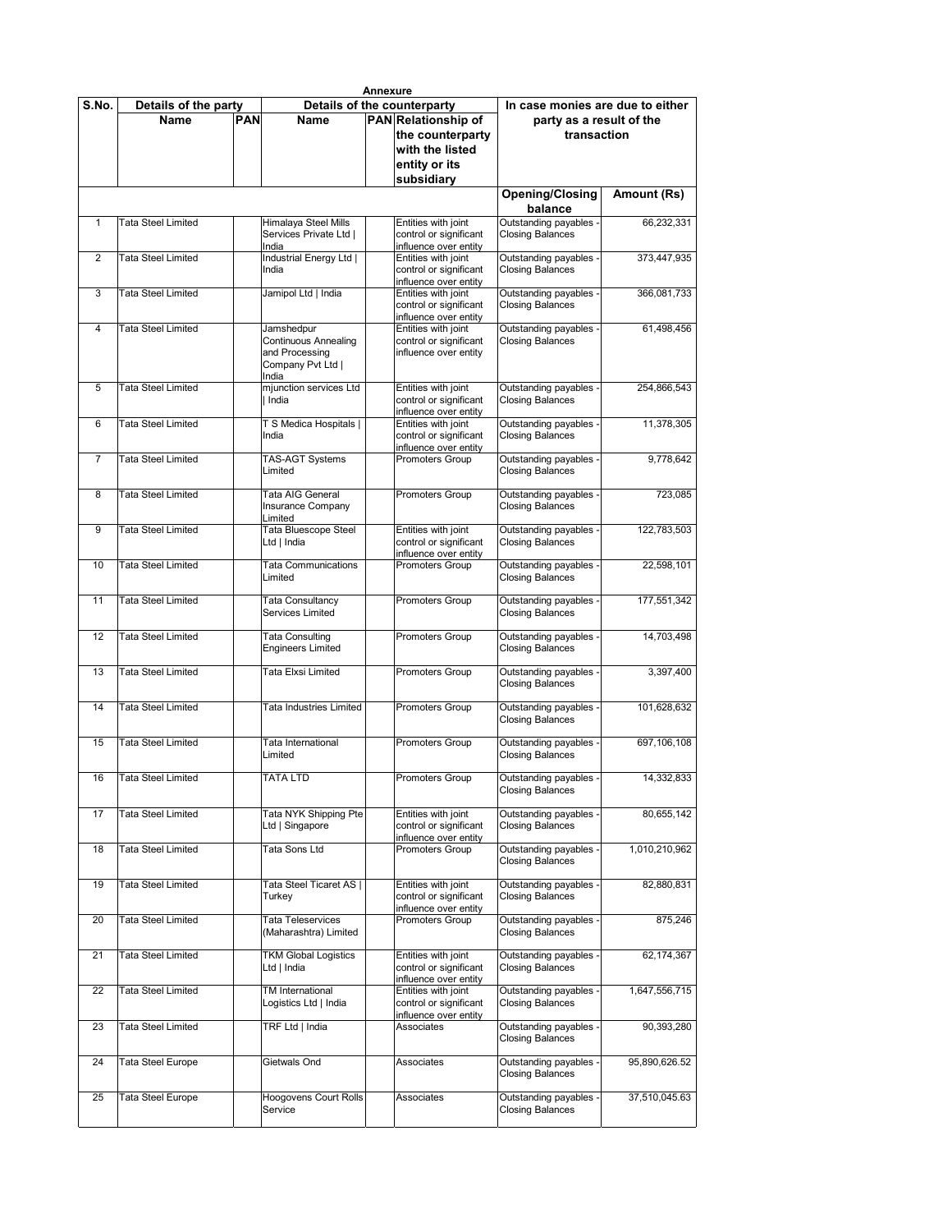**Annexure**

| S.No. | Details of the party | | Details of the counterparty | | | In case monies are due to either party as a result of the transaction | |
|---|---|---|---|---|---|---|---|
| | Name | PAN | Name | PAN | Relationship of the counterparty with the listed entity or its subsidiary | | |
| | | | | | | Opening/Closing balance | Amount (Rs) |
| 1 | Tata Steel Limited | | Himalaya Steel Mills Services Private Ltd \| India | | Entities with joint control or significant influence over entity | Outstanding payables - Closing Balances | 66,232,331 |
| 2 | Tata Steel Limited | | Industrial Energy Ltd \| India | | Entities with joint control or significant influence over entity | Outstanding payables - Closing Balances | 373,447,935 |
| 3 | Tata Steel Limited | | Jamipol Ltd \| India | | Entities with joint control or significant influence over entity | Outstanding payables - Closing Balances | 366,081,733 |
| 4 | Tata Steel Limited | | Jamshedpur Continuous Annealing and Processing Company Pvt Ltd \| India | | Entities with joint control or significant influence over entity | Outstanding payables - Closing Balances | 61,498,456 |
| 5 | Tata Steel Limited | | mjunction services Ltd \| India | | Entities with joint control or significant influence over entity | Outstanding payables - Closing Balances | 254,866,543 |
| 6 | Tata Steel Limited | | T S Medica Hospitals \| India | | Entities with joint control or significant influence over entity | Outstanding payables - Closing Balances | 11,378,305 |
| 7 | Tata Steel Limited | | TAS-AGT Systems Limited | | Promoters Group | Outstanding payables - Closing Balances | 9,778,642 |
| 8 | Tata Steel Limited | | Tata AIG General Insurance Company Limited | | Promoters Group | Outstanding payables - Closing Balances | 723,085 |
| 9 | Tata Steel Limited | | Tata Bluescope Steel Ltd \| India | | Entities with joint control or significant influence over entity | Outstanding payables - Closing Balances | 122,783,503 |
| 10 | Tata Steel Limited | | Tata Communications Limited | | Promoters Group | Outstanding payables - Closing Balances | 22,598,101 |
| 11 | Tata Steel Limited | | Tata Consultancy Services Limited | | Promoters Group | Outstanding payables - Closing Balances | 177,551,342 |
| 12 | Tata Steel Limited | | Tata Consulting Engineers Limited | | Promoters Group | Outstanding payables - Closing Balances | 14,703,498 |
| 13 | Tata Steel Limited | | Tata Elxsi Limited | | Promoters Group | Outstanding payables - Closing Balances | 3,397,400 |
| 14 | Tata Steel Limited | | Tata Industries Limited | | Promoters Group | Outstanding payables - Closing Balances | 101,628,632 |
| 15 | Tata Steel Limited | | Tata International Limited | | Promoters Group | Outstanding payables - Closing Balances | 697,106,108 |
| 16 | Tata Steel Limited | | TATA LTD | | Promoters Group | Outstanding payables - Closing Balances | 14,332,833 |
| 17 | Tata Steel Limited | | Tata NYK Shipping Pte Ltd \| Singapore | | Entities with joint control or significant influence over entity | Outstanding payables - Closing Balances | 80,655,142 |
| 18 | Tata Steel Limited | | Tata Sons Ltd | | Promoters Group | Outstanding payables - Closing Balances | 1,010,210,962 |
| 19 | Tata Steel Limited | | Tata Steel Ticaret AS \| Turkey | | Entities with joint control or significant influence over entity | Outstanding payables - Closing Balances | 82,880,831 |
| 20 | Tata Steel Limited | | Tata Teleservices (Maharashtra) Limited | | Promoters Group | Outstanding payables - Closing Balances | 875,246 |
| 21 | Tata Steel Limited | | TKM Global Logistics Ltd \| India | | Entities with joint control or significant influence over entity | Outstanding payables - Closing Balances | 62,174,367 |
| 22 | Tata Steel Limited | | TM International Logistics Ltd \| India | | Entities with joint control or significant influence over entity | Outstanding payables - Closing Balances | 1,647,556,715 |
| 23 | Tata Steel Limited | | TRF Ltd \| India | | Associates | Outstanding payables - Closing Balances | 90,393,280 |
| 24 | Tata Steel Europe | | Gietwals Ond | | Associates | Outstanding payables - Closing Balances | 95,890,626.52 |
| 25 | Tata Steel Europe | | Hoogovens Court Rolls Service | | Associates | Outstanding payables - Closing Balances | 37,510,045.63 |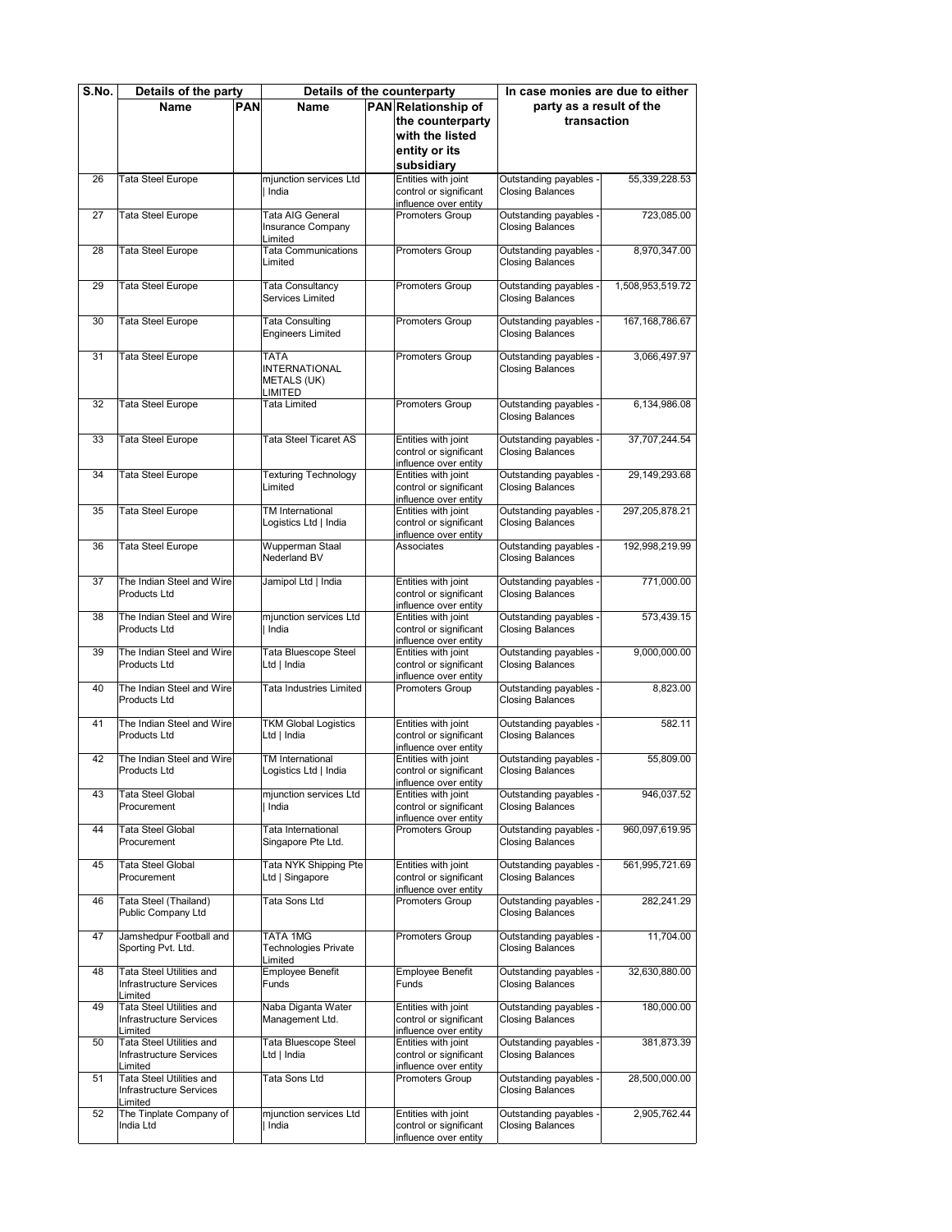| S.No. | Details of the party | | Details of the counterparty | | | In case monies are due to either party as a result of the transaction | |
|---|---|---|---|---|---|---|---|
| | Name | PAN | Name | PAN | Relationship of the counterparty with the listed entity or its subsidiary | | |
| 26 | Tata Steel Europe | | mjunction services Ltd \| India | | Entities with joint control or significant influence over entity | Outstanding payables - Closing Balances | 55,339,228.53 |
| 27 | Tata Steel Europe | | Tata AIG General Insurance Company Limited | | Promoters Group | Outstanding payables - Closing Balances | 723,085.00 |
| 28 | Tata Steel Europe | | Tata Communications Limited | | Promoters Group | Outstanding payables - Closing Balances | 8,970,347.00 |
| 29 | Tata Steel Europe | | Tata Consultancy Services Limited | | Promoters Group | Outstanding payables - Closing Balances | 1,508,953,519.72 |
| 30 | Tata Steel Europe | | Tata Consulting Engineers Limited | | Promoters Group | Outstanding payables - Closing Balances | 167,168,786.67 |
| 31 | Tata Steel Europe | | TATA INTERNATIONAL METALS (UK) LIMITED | | Promoters Group | Outstanding payables - Closing Balances | 3,066,497.97 |
| 32 | Tata Steel Europe | | Tata Limited | | Promoters Group | Outstanding payables - Closing Balances | 6,134,986.08 |
| 33 | Tata Steel Europe | | Tata Steel Ticaret AS | | Entities with joint control or significant influence over entity | Outstanding payables - Closing Balances | 37,707,244.54 |
| 34 | Tata Steel Europe | | Texturing Technology Limited | | Entities with joint control or significant influence over entity | Outstanding payables - Closing Balances | 29,149,293.68 |
| 35 | Tata Steel Europe | | TM International Logistics Ltd \| India | | Entities with joint control or significant influence over entity | Outstanding payables - Closing Balances | 297,205,878.21 |
| 36 | Tata Steel Europe | | Wupperman Staal Nederland BV | | Associates | Outstanding payables - Closing Balances | 192,998,219.99 |
| 37 | The Indian Steel and Wire Products Ltd | | Jamipol Ltd \| India | | Entities with joint control or significant influence over entity | Outstanding payables - Closing Balances | 771,000.00 |
| 38 | The Indian Steel and Wire Products Ltd | | mjunction services Ltd \| India | | Entities with joint control or significant influence over entity | Outstanding payables - Closing Balances | 573,439.15 |
| 39 | The Indian Steel and Wire Products Ltd | | Tata Bluescope Steel Ltd \| India | | Entities with joint control or significant influence over entity | Outstanding payables - Closing Balances | 9,000,000.00 |
| 40 | The Indian Steel and Wire Products Ltd | | Tata Industries Limited | | Promoters Group | Outstanding payables - Closing Balances | 8,823.00 |
| 41 | The Indian Steel and Wire Products Ltd | | TKM Global Logistics Ltd \| India | | Entities with joint control or significant influence over entity | Outstanding payables - Closing Balances | 582.11 |
| 42 | The Indian Steel and Wire Products Ltd | | TM International Logistics Ltd \| India | | Entities with joint control or significant influence over entity | Outstanding payables - Closing Balances | 55,809.00 |
| 43 | Tata Steel Global Procurement | | mjunction services Ltd \| India | | Entities with joint control or significant influence over entity | Outstanding payables - Closing Balances | 946,037.52 |
| 44 | Tata Steel Global Procurement | | Tata International Singapore Pte Ltd. | | Promoters Group | Outstanding payables - Closing Balances | 960,097,619.95 |
| 45 | Tata Steel Global Procurement | | Tata NYK Shipping Pte Ltd \| Singapore | | Entities with joint control or significant influence over entity | Outstanding payables - Closing Balances | 561,995,721.69 |
| 46 | Tata Steel (Thailand) Public Company Ltd | | Tata Sons Ltd | | Promoters Group | Outstanding payables - Closing Balances | 282,241.29 |
| 47 | Jamshedpur Football and Sporting Pvt. Ltd. | | TATA 1MG Technologies Private Limited | | Promoters Group | Outstanding payables - Closing Balances | 11,704.00 |
| 48 | Tata Steel Utilities and Infrastructure Services Limited | | Employee Benefit Funds | | Employee Benefit Funds | Outstanding payables - Closing Balances | 32,630,880.00 |
| 49 | Tata Steel Utilities and Infrastructure Services Limited | | Naba Diganta Water Management Ltd. | | Entities with joint control or significant influence over entity | Outstanding payables - Closing Balances | 180,000.00 |
| 50 | Tata Steel Utilities and Infrastructure Services Limited | | Tata Bluescope Steel Ltd \| India | | Entities with joint control or significant influence over entity | Outstanding payables - Closing Balances | 381,873.39 |
| 51 | Tata Steel Utilities and Infrastructure Services Limited | | Tata Sons Ltd | | Promoters Group | Outstanding payables - Closing Balances | 28,500,000.00 |
| 52 | The Tinplate Company of India Ltd | | mjunction services Ltd \| India | | Entities with joint control or significant influence over entity | Outstanding payables - Closing Balances | 2,905,762.44 |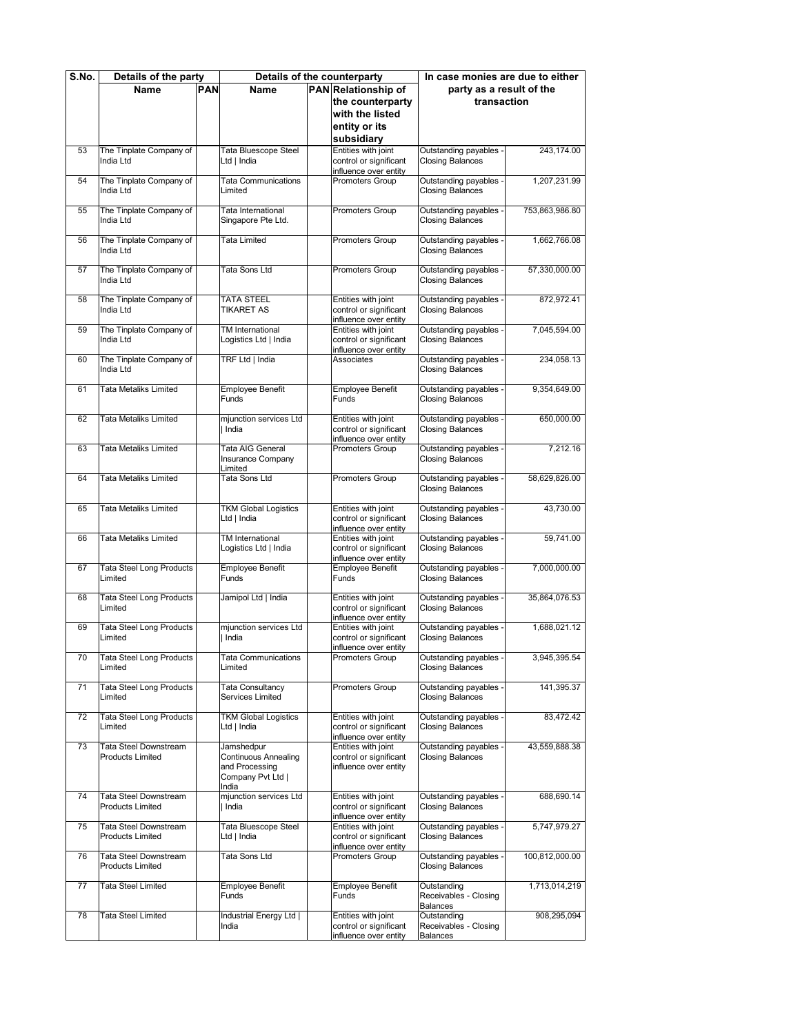| S.No. | Details of the party | | Details of the counterparty | | | In case monies are due to either party as a result of the transaction | |
|---|---|---|---|---|---|---|---|
| | Name | PAN | Name | PAN | Relationship of the counterparty with the listed entity or its subsidiary | | |
| 53 | The Tinplate Company of India Ltd | | Tata Bluescope Steel Ltd \| India | | Entities with joint control or significant influence over entity | Outstanding payables - Closing Balances | 243,174.00 |
| 54 | The Tinplate Company of India Ltd | | Tata Communications Limited | | Promoters Group | Outstanding payables - Closing Balances | 1,207,231.99 |
| 55 | The Tinplate Company of India Ltd | | Tata International Singapore Pte Ltd. | | Promoters Group | Outstanding payables - Closing Balances | 753,863,986.80 |
| 56 | The Tinplate Company of India Ltd | | Tata Limited | | Promoters Group | Outstanding payables - Closing Balances | 1,662,766.08 |
| 57 | The Tinplate Company of India Ltd | | Tata Sons Ltd | | Promoters Group | Outstanding payables - Closing Balances | 57,330,000.00 |
| 58 | The Tinplate Company of India Ltd | | TATA STEEL TIKARET AS | | Entities with joint control or significant influence over entity | Outstanding payables - Closing Balances | 872,972.41 |
| 59 | The Tinplate Company of India Ltd | | TM International Logistics Ltd \| India | | Entities with joint control or significant influence over entity | Outstanding payables - Closing Balances | 7,045,594.00 |
| 60 | The Tinplate Company of India Ltd | | TRF Ltd \| India | | Associates | Outstanding payables - Closing Balances | 234,058.13 |
| 61 | Tata Metaliks Limited | | Employee Benefit Funds | | Employee Benefit Funds | Outstanding payables - Closing Balances | 9,354,649.00 |
| 62 | Tata Metaliks Limited | | mjunction services Ltd \| India | | Entities with joint control or significant influence over entity | Outstanding payables - Closing Balances | 650,000.00 |
| 63 | Tata Metaliks Limited | | Tata AIG General Insurance Company Limited | | Promoters Group | Outstanding payables - Closing Balances | 7,212.16 |
| 64 | Tata Metaliks Limited | | Tata Sons Ltd | | Promoters Group | Outstanding payables - Closing Balances | 58,629,826.00 |
| 65 | Tata Metaliks Limited | | TKM Global Logistics Ltd \| India | | Entities with joint control or significant influence over entity | Outstanding payables - Closing Balances | 43,730.00 |
| 66 | Tata Metaliks Limited | | TM International Logistics Ltd \| India | | Entities with joint control or significant influence over entity | Outstanding payables - Closing Balances | 59,741.00 |
| 67 | Tata Steel Long Products Limited | | Employee Benefit Funds | | Employee Benefit Funds | Outstanding payables - Closing Balances | 7,000,000.00 |
| 68 | Tata Steel Long Products Limited | | Jamipol Ltd \| India | | Entities with joint control or significant influence over entity | Outstanding payables - Closing Balances | 35,864,076.53 |
| 69 | Tata Steel Long Products Limited | | mjunction services Ltd \| India | | Entities with joint control or significant influence over entity | Outstanding payables - Closing Balances | 1,688,021.12 |
| 70 | Tata Steel Long Products Limited | | Tata Communications Limited | | Promoters Group | Outstanding payables - Closing Balances | 3,945,395.54 |
| 71 | Tata Steel Long Products Limited | | Tata Consultancy Services Limited | | Promoters Group | Outstanding payables - Closing Balances | 141,395.37 |
| 72 | Tata Steel Long Products Limited | | TKM Global Logistics Ltd \| India | | Entities with joint control or significant influence over entity | Outstanding payables - Closing Balances | 83,472.42 |
| 73 | Tata Steel Downstream Products Limited | | Jamshedpur Continuous Annealing and Processing Company Pvt Ltd \| India | | Entities with joint control or significant influence over entity | Outstanding payables - Closing Balances | 43,559,888.38 |
| 74 | Tata Steel Downstream Products Limited | | mjunction services Ltd \| India | | Entities with joint control or significant influence over entity | Outstanding payables - Closing Balances | 688,690.14 |
| 75 | Tata Steel Downstream Products Limited | | Tata Bluescope Steel Ltd \| India | | Entities with joint control or significant influence over entity | Outstanding payables - Closing Balances | 5,747,979.27 |
| 76 | Tata Steel Downstream Products Limited | | Tata Sons Ltd | | Promoters Group | Outstanding payables - Closing Balances | 100,812,000.00 |
| 77 | Tata Steel Limited | | Employee Benefit Funds | | Employee Benefit Funds | Outstanding Receivables - Closing Balances | 1,713,014,219 |
| 78 | Tata Steel Limited | | Industrial Energy Ltd \| India | | Entities with joint control or significant influence over entity | Outstanding Receivables - Closing Balances | 908,295,094 |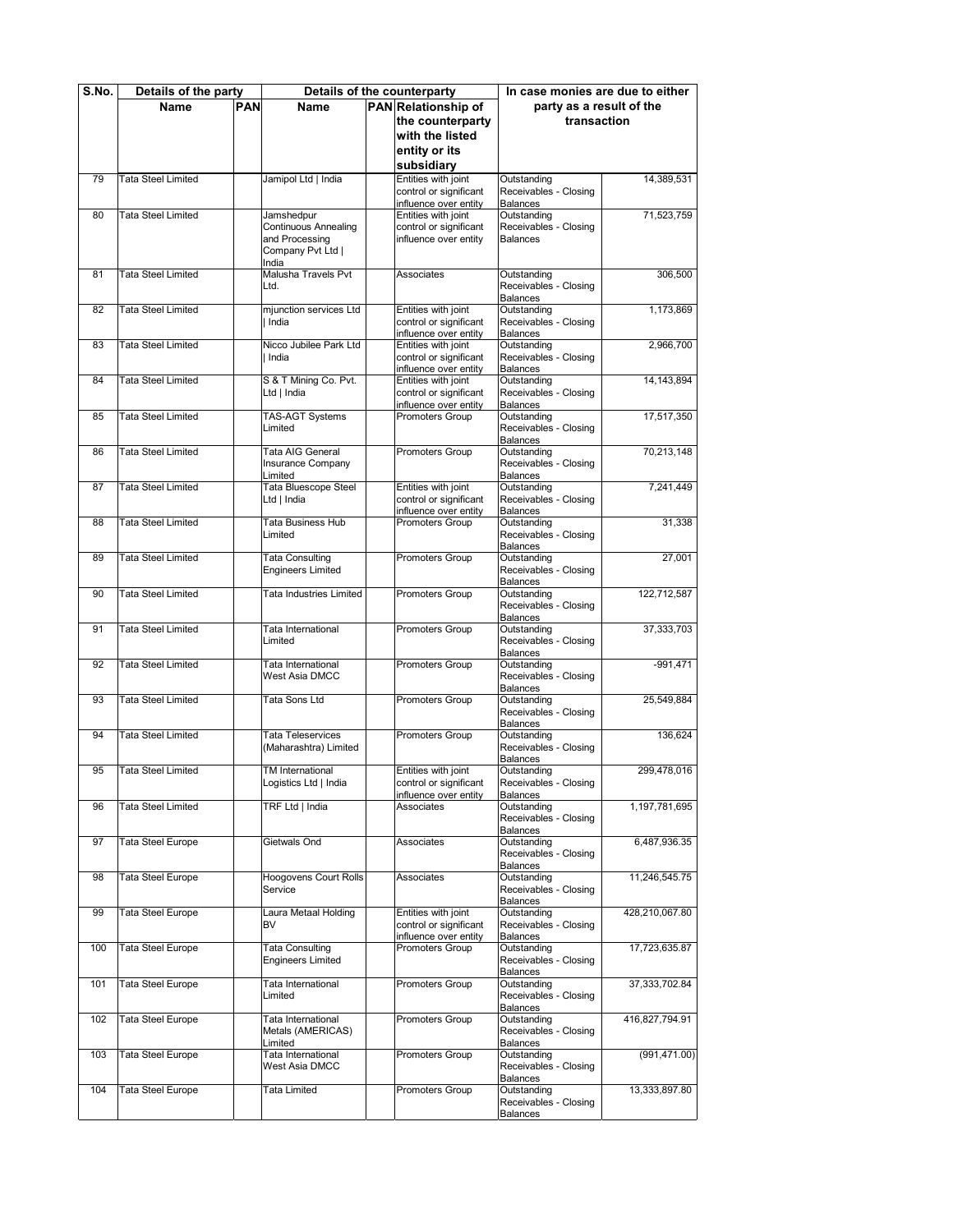| S.No. | Details of the party | | Details of the counterparty | | | In case monies are due to either party as a result of the transaction | |
|---|---|---|---|---|---|---|---|
| | Name | PAN | Name | PAN | Relationship of the counterparty with the listed entity or its subsidiary | | |
| 79 | Tata Steel Limited | | Jamipol Ltd \| India | | Entities with joint control or significant influence over entity | Outstanding Receivables - Closing Balances | 14,389,531 |
| 80 | Tata Steel Limited | | Jamshedpur Continuous Annealing and Processing Company Pvt Ltd \| India | | Entities with joint control or significant influence over entity | Outstanding Receivables - Closing Balances | 71,523,759 |
| 81 | Tata Steel Limited | | Malusha Travels Pvt Ltd. | | Associates | Outstanding Receivables - Closing Balances | 306,500 |
| 82 | Tata Steel Limited | | mjunction services Ltd \| India | | Entities with joint control or significant influence over entity | Outstanding Receivables - Closing Balances | 1,173,869 |
| 83 | Tata Steel Limited | | Nicco Jubilee Park Ltd \| India | | Entities with joint control or significant influence over entity | Outstanding Receivables - Closing Balances | 2,966,700 |
| 84 | Tata Steel Limited | | S & T Mining Co. Pvt. Ltd \| India | | Entities with joint control or significant influence over entity | Outstanding Receivables - Closing Balances | 14,143,894 |
| 85 | Tata Steel Limited | | TAS-AGT Systems Limited | | Promoters Group | Outstanding Receivables - Closing Balances | 17,517,350 |
| 86 | Tata Steel Limited | | Tata AIG General Insurance Company Limited | | Promoters Group | Outstanding Receivables - Closing Balances | 70,213,148 |
| 87 | Tata Steel Limited | | Tata Bluescope Steel Ltd \| India | | Entities with joint control or significant influence over entity | Outstanding Receivables - Closing Balances | 7,241,449 |
| 88 | Tata Steel Limited | | Tata Business Hub Limited | | Promoters Group | Outstanding Receivables - Closing Balances | 31,338 |
| 89 | Tata Steel Limited | | Tata Consulting Engineers Limited | | Promoters Group | Outstanding Receivables - Closing Balances | 27,001 |
| 90 | Tata Steel Limited | | Tata Industries Limited | | Promoters Group | Outstanding Receivables - Closing Balances | 122,712,587 |
| 91 | Tata Steel Limited | | Tata International Limited | | Promoters Group | Outstanding Receivables - Closing Balances | 37,333,703 |
| 92 | Tata Steel Limited | | Tata International West Asia DMCC | | Promoters Group | Outstanding Receivables - Closing Balances | -991,471 |
| 93 | Tata Steel Limited | | Tata Sons Ltd | | Promoters Group | Outstanding Receivables - Closing Balances | 25,549,884 |
| 94 | Tata Steel Limited | | Tata Teleservices (Maharashtra) Limited | | Promoters Group | Outstanding Receivables - Closing Balances | 136,624 |
| 95 | Tata Steel Limited | | TM International Logistics Ltd \| India | | Entities with joint control or significant influence over entity | Outstanding Receivables - Closing Balances | 299,478,016 |
| 96 | Tata Steel Limited | | TRF Ltd \| India | | Associates | Outstanding Receivables - Closing Balances | 1,197,781,695 |
| 97 | Tata Steel Europe | | Gietwals Ond | | Associates | Outstanding Receivables - Closing Balances | 6,487,936.35 |
| 98 | Tata Steel Europe | | Hoogovens Court Rolls Service | | Associates | Outstanding Receivables - Closing Balances | 11,246,545.75 |
| 99 | Tata Steel Europe | | Laura Metaal Holding BV | | Entities with joint control or significant influence over entity | Outstanding Receivables - Closing Balances | 428,210,067.80 |
| 100 | Tata Steel Europe | | Tata Consulting Engineers Limited | | Promoters Group | Outstanding Receivables - Closing Balances | 17,723,635.87 |
| 101 | Tata Steel Europe | | Tata International Limited | | Promoters Group | Outstanding Receivables - Closing Balances | 37,333,702.84 |
| 102 | Tata Steel Europe | | Tata International Metals (AMERICAS) Limited | | Promoters Group | Outstanding Receivables - Closing Balances | 416,827,794.91 |
| 103 | Tata Steel Europe | | Tata International West Asia DMCC | | Promoters Group | Outstanding Receivables - Closing Balances | (991,471.00) |
| 104 | Tata Steel Europe | | Tata Limited | | Promoters Group | Outstanding Receivables - Closing Balances | 13,333,897.80 |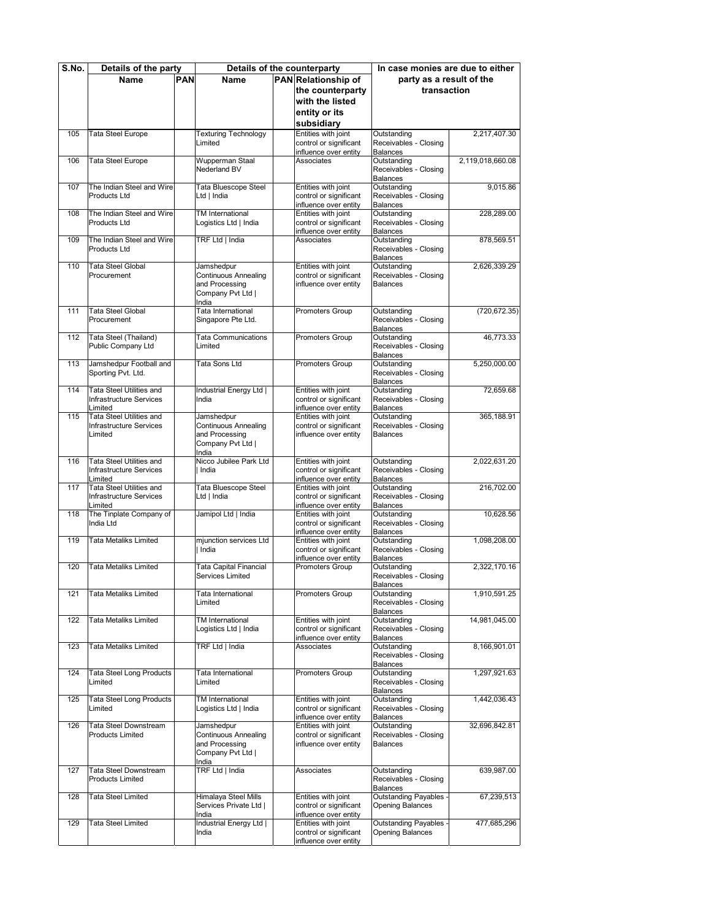| S.No. | Details of the party | | Details of the counterparty | | | In case monies are due to either party as a result of the transaction | |
|---|---|---|---|---|---|---|---|
| | Name | PAN | Name | PAN | Relationship of the counterparty with the listed entity or its subsidiary | | |
| 105 | Tata Steel Europe | | Texturing Technology Limited | | Entities with joint control or significant influence over entity | Outstanding Receivables - Closing Balances | 2,217,407.30 |
| 106 | Tata Steel Europe | | Wupperman Staal Nederland BV | | Associates | Outstanding Receivables - Closing Balances | 2,119,018,660.08 |
| 107 | The Indian Steel and Wire Products Ltd | | Tata Bluescope Steel Ltd \| India | | Entities with joint control or significant influence over entity | Outstanding Receivables - Closing Balances | 9,015.86 |
| 108 | The Indian Steel and Wire Products Ltd | | TM International Logistics Ltd \| India | | Entities with joint control or significant influence over entity | Outstanding Receivables - Closing Balances | 228,289.00 |
| 109 | The Indian Steel and Wire Products Ltd | | TRF Ltd \| India | | Associates | Outstanding Receivables - Closing Balances | 878,569.51 |
| 110 | Tata Steel Global Procurement | | Jamshedpur Continuous Annealing and Processing Company Pvt Ltd \| India | | Entities with joint control or significant influence over entity | Outstanding Receivables - Closing Balances | 2,626,339.29 |
| 111 | Tata Steel Global Procurement | | Tata International Singapore Pte Ltd. | | Promoters Group | Outstanding Receivables - Closing Balances | (720,672.35) |
| 112 | Tata Steel (Thailand) Public Company Ltd | | Tata Communications Limited | | Promoters Group | Outstanding Receivables - Closing Balances | 46,773.33 |
| 113 | Jamshedpur Football and Sporting Pvt. Ltd. | | Tata Sons Ltd | | Promoters Group | Outstanding Receivables - Closing Balances | 5,250,000.00 |
| 114 | Tata Steel Utilities and Infrastructure Services Limited | | Industrial Energy Ltd \| India | | Entities with joint control or significant influence over entity | Outstanding Receivables - Closing Balances | 72,659.68 |
| 115 | Tata Steel Utilities and Infrastructure Services Limited | | Jamshedpur Continuous Annealing and Processing Company Pvt Ltd \| India | | Entities with joint control or significant influence over entity | Outstanding Receivables - Closing Balances | 365,188.91 |
| 116 | Tata Steel Utilities and Infrastructure Services Limited | | Nicco Jubilee Park Ltd \| India | | Entities with joint control or significant influence over entity | Outstanding Receivables - Closing Balances | 2,022,631.20 |
| 117 | Tata Steel Utilities and Infrastructure Services Limited | | Tata Bluescope Steel Ltd \| India | | Entities with joint control or significant influence over entity | Outstanding Receivables - Closing Balances | 216,702.00 |
| 118 | The Tinplate Company of India Ltd | | Jamipol Ltd \| India | | Entities with joint control or significant influence over entity | Outstanding Receivables - Closing Balances | 10,628.56 |
| 119 | Tata Metaliks Limited | | mjunction services Ltd \| India | | Entities with joint control or significant influence over entity | Outstanding Receivables - Closing Balances | 1,098,208.00 |
| 120 | Tata Metaliks Limited | | Tata Capital Financial Services Limited | | Promoters Group | Outstanding Receivables - Closing Balances | 2,322,170.16 |
| 121 | Tata Metaliks Limited | | Tata International Limited | | Promoters Group | Outstanding Receivables - Closing Balances | 1,910,591.25 |
| 122 | Tata Metaliks Limited | | TM International Logistics Ltd \| India | | Entities with joint control or significant influence over entity | Outstanding Receivables - Closing Balances | 14,981,045.00 |
| 123 | Tata Metaliks Limited | | TRF Ltd \| India | | Associates | Outstanding Receivables - Closing Balances | 8,166,901.01 |
| 124 | Tata Steel Long Products Limited | | Tata International Limited | | Promoters Group | Outstanding Receivables - Closing Balances | 1,297,921.63 |
| 125 | Tata Steel Long Products Limited | | TM International Logistics Ltd \| India | | Entities with joint control or significant influence over entity | Outstanding Receivables - Closing Balances | 1,442,036.43 |
| 126 | Tata Steel Downstream Products Limited | | Jamshedpur Continuous Annealing and Processing Company Pvt Ltd \| India | | Entities with joint control or significant influence over entity | Outstanding Receivables - Closing Balances | 32,696,842.81 |
| 127 | Tata Steel Downstream Products Limited | | TRF Ltd \| India | | Associates | Outstanding Receivables - Closing Balances | 639,987.00 |
| 128 | Tata Steel Limited | | Himalaya Steel Mills Services Private Ltd \| India | | Entities with joint control or significant influence over entity | Outstanding Payables - Opening Balances | 67,239,513 |
| 129 | Tata Steel Limited | | Industrial Energy Ltd \| India | | Entities with joint control or significant influence over entity | Outstanding Payables - Opening Balances | 477,685,296 |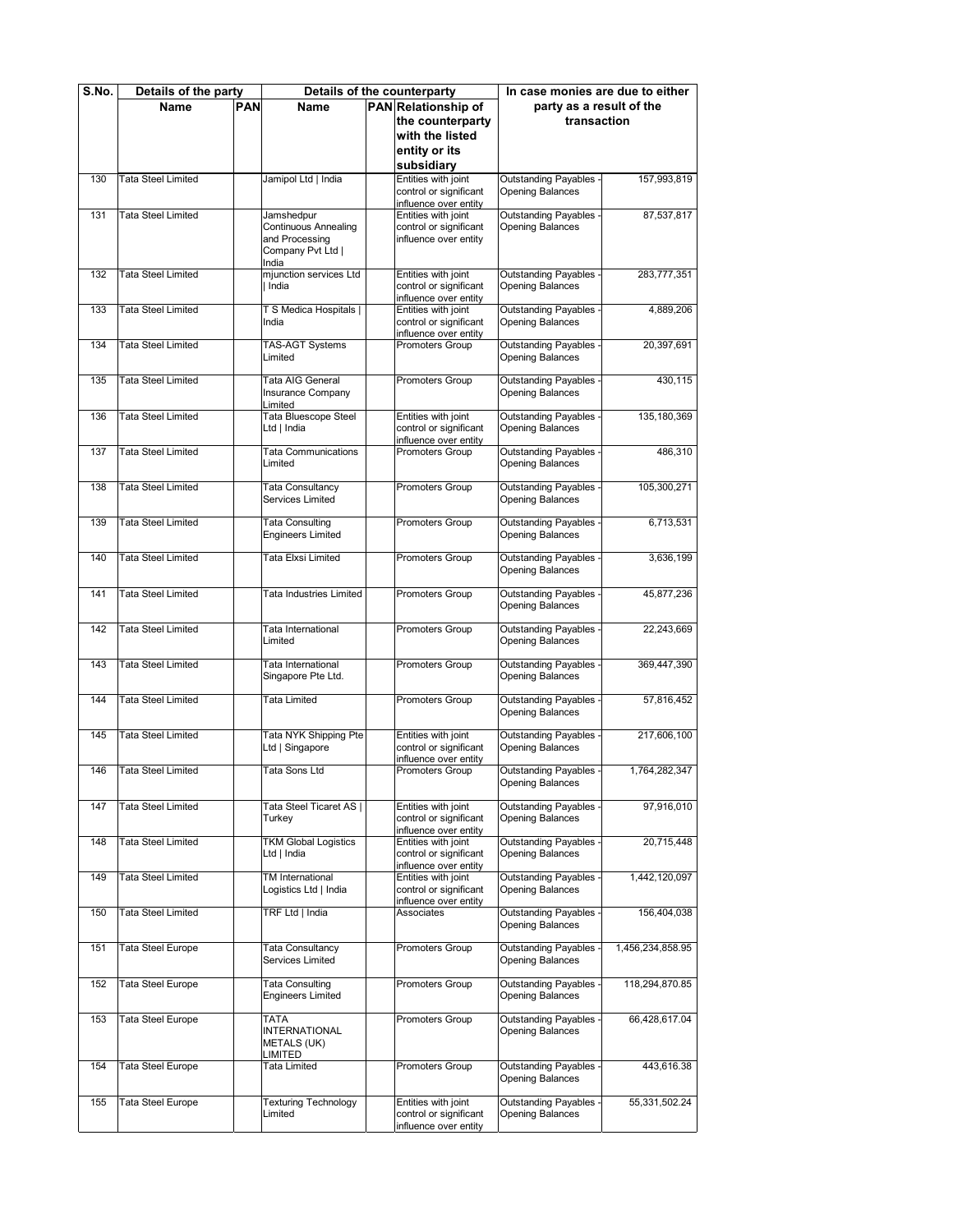| S.No. | Details of the party | | Details of the counterparty | | | In case monies are due to either party as a result of the transaction | |
|---|---|---|---|---|---|---|---|
| | Name | PAN | Name | PAN | Relationship of the counterparty with the listed entity or its subsidiary | | |
| 130 | Tata Steel Limited | | Jamipol Ltd \| India | | Entities with joint control or significant influence over entity | Outstanding Payables - Opening Balances | 157,993,819 |
| 131 | Tata Steel Limited | | Jamshedpur Continuous Annealing and Processing Company Pvt Ltd \| India | | Entities with joint control or significant influence over entity | Outstanding Payables - Opening Balances | 87,537,817 |
| 132 | Tata Steel Limited | | mjunction services Ltd \| India | | Entities with joint control or significant influence over entity | Outstanding Payables - Opening Balances | 283,777,351 |
| 133 | Tata Steel Limited | | T S Medica Hospitals \| India | | Entities with joint control or significant influence over entity | Outstanding Payables - Opening Balances | 4,889,206 |
| 134 | Tata Steel Limited | | TAS-AGT Systems Limited | | Promoters Group | Outstanding Payables - Opening Balances | 20,397,691 |
| 135 | Tata Steel Limited | | Tata AIG General Insurance Company Limited | | Promoters Group | Outstanding Payables - Opening Balances | 430,115 |
| 136 | Tata Steel Limited | | Tata Bluescope Steel Ltd \| India | | Entities with joint control or significant influence over entity | Outstanding Payables - Opening Balances | 135,180,369 |
| 137 | Tata Steel Limited | | Tata Communications Limited | | Promoters Group | Outstanding Payables - Opening Balances | 486,310 |
| 138 | Tata Steel Limited | | Tata Consultancy Services Limited | | Promoters Group | Outstanding Payables - Opening Balances | 105,300,271 |
| 139 | Tata Steel Limited | | Tata Consulting Engineers Limited | | Promoters Group | Outstanding Payables - Opening Balances | 6,713,531 |
| 140 | Tata Steel Limited | | Tata Elxsi Limited | | Promoters Group | Outstanding Payables - Opening Balances | 3,636,199 |
| 141 | Tata Steel Limited | | Tata Industries Limited | | Promoters Group | Outstanding Payables - Opening Balances | 45,877,236 |
| 142 | Tata Steel Limited | | Tata International Limited | | Promoters Group | Outstanding Payables - Opening Balances | 22,243,669 |
| 143 | Tata Steel Limited | | Tata International Singapore Pte Ltd. | | Promoters Group | Outstanding Payables - Opening Balances | 369,447,390 |
| 144 | Tata Steel Limited | | Tata Limited | | Promoters Group | Outstanding Payables - Opening Balances | 57,816,452 |
| 145 | Tata Steel Limited | | Tata NYK Shipping Pte Ltd \| Singapore | | Entities with joint control or significant influence over entity | Outstanding Payables - Opening Balances | 217,606,100 |
| 146 | Tata Steel Limited | | Tata Sons Ltd | | Promoters Group | Outstanding Payables - Opening Balances | 1,764,282,347 |
| 147 | Tata Steel Limited | | Tata Steel Ticaret AS \| Turkey | | Entities with joint control or significant influence over entity | Outstanding Payables - Opening Balances | 97,916,010 |
| 148 | Tata Steel Limited | | TKM Global Logistics Ltd \| India | | Entities with joint control or significant influence over entity | Outstanding Payables - Opening Balances | 20,715,448 |
| 149 | Tata Steel Limited | | TM International Logistics Ltd \| India | | Entities with joint control or significant influence over entity | Outstanding Payables - Opening Balances | 1,442,120,097 |
| 150 | Tata Steel Limited | | TRF Ltd \| India | | Associates | Outstanding Payables - Opening Balances | 156,404,038 |
| 151 | Tata Steel Europe | | Tata Consultancy Services Limited | | Promoters Group | Outstanding Payables - Opening Balances | 1,456,234,858.95 |
| 152 | Tata Steel Europe | | Tata Consulting Engineers Limited | | Promoters Group | Outstanding Payables - Opening Balances | 118,294,870.85 |
| 153 | Tata Steel Europe | | TATA INTERNATIONAL METALS (UK) LIMITED | | Promoters Group | Outstanding Payables - Opening Balances | 66,428,617.04 |
| 154 | Tata Steel Europe | | Tata Limited | | Promoters Group | Outstanding Payables - Opening Balances | 443,616.38 |
| 155 | Tata Steel Europe | | Texturing Technology Limited | | Entities with joint control or significant influence over entity | Outstanding Payables - Opening Balances | 55,331,502.24 |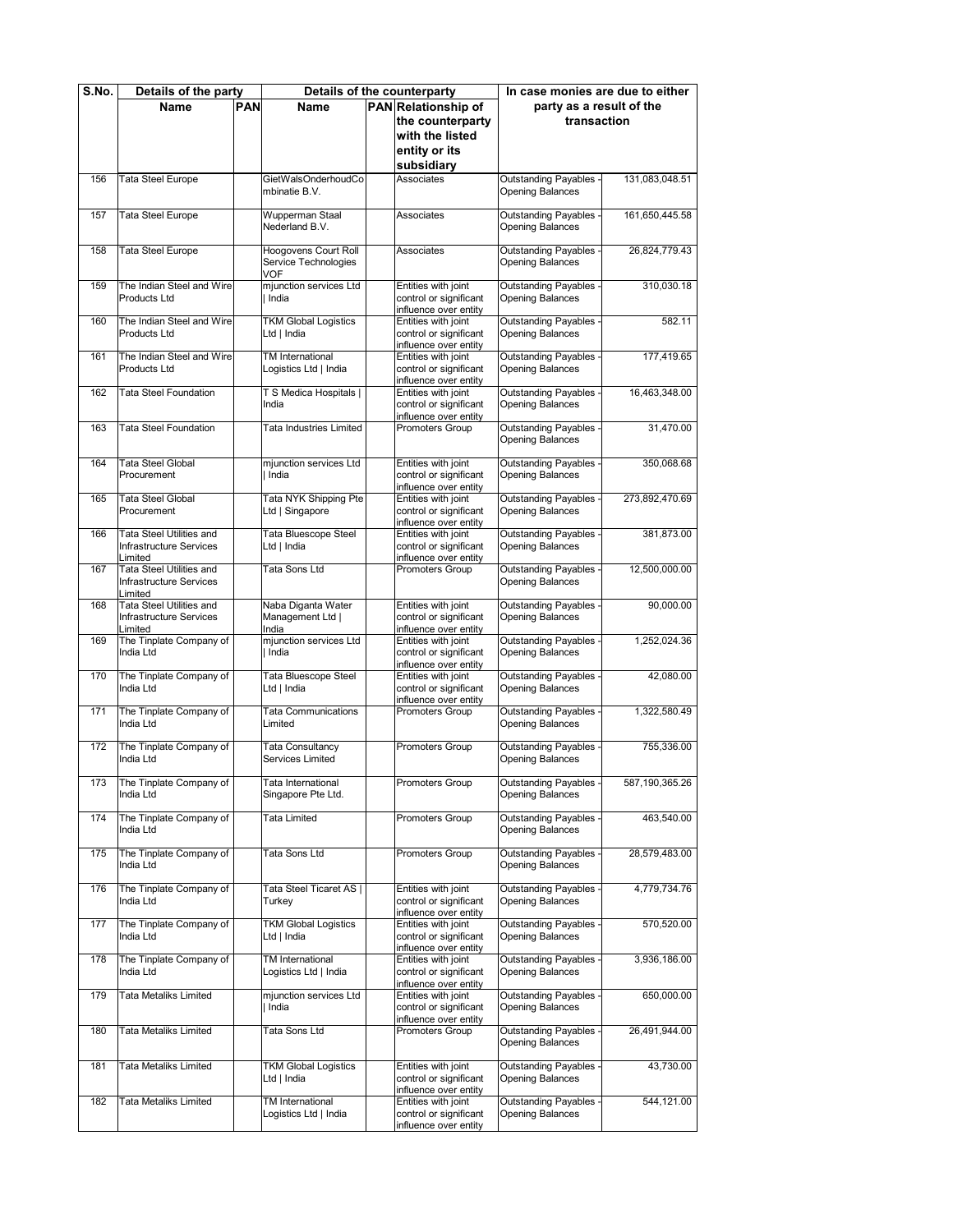| S.No. | Details of the party | | Details of the counterparty | | | In case monies are due to either party as a result of the transaction | |
|---|---|---|---|---|---|---|---|
| | Name | PAN | Name | PAN | Relationship of the counterparty with the listed entity or its subsidiary | | |
| 156 | Tata Steel Europe | | GietWalsOnderhoudCombinatie B.V. | | Associates | Outstanding Payables - Opening Balances | 131,083,048.51 |
| 157 | Tata Steel Europe | | Wupperman Staal Nederland B.V. | | Associates | Outstanding Payables - Opening Balances | 161,650,445.58 |
| 158 | Tata Steel Europe | | Hoogovens Court Roll Service Technologies VOF | | Associates | Outstanding Payables - Opening Balances | 26,824,779.43 |
| 159 | The Indian Steel and Wire Products Ltd | | mjunction services Ltd \| India | | Entities with joint control or significant influence over entity | Outstanding Payables - Opening Balances | 310,030.18 |
| 160 | The Indian Steel and Wire Products Ltd | | TKM Global Logistics Ltd \| India | | Entities with joint control or significant influence over entity | Outstanding Payables - Opening Balances | 582.11 |
| 161 | The Indian Steel and Wire Products Ltd | | TM International Logistics Ltd \| India | | Entities with joint control or significant influence over entity | Outstanding Payables - Opening Balances | 177,419.65 |
| 162 | Tata Steel Foundation | | T S Medica Hospitals \| India | | Entities with joint control or significant influence over entity | Outstanding Payables - Opening Balances | 16,463,348.00 |
| 163 | Tata Steel Foundation | | Tata Industries Limited | | Promoters Group | Outstanding Payables - Opening Balances | 31,470.00 |
| 164 | Tata Steel Global Procurement | | mjunction services Ltd \| India | | Entities with joint control or significant influence over entity | Outstanding Payables - Opening Balances | 350,068.68 |
| 165 | Tata Steel Global Procurement | | Tata NYK Shipping Pte Ltd \| Singapore | | Entities with joint control or significant influence over entity | Outstanding Payables - Opening Balances | 273,892,470.69 |
| 166 | Tata Steel Utilities and Infrastructure Services Limited | | Tata Bluescope Steel Ltd \| India | | Entities with joint control or significant influence over entity | Outstanding Payables - Opening Balances | 381,873.00 |
| 167 | Tata Steel Utilities and Infrastructure Services Limited | | Tata Sons Ltd | | Promoters Group | Outstanding Payables - Opening Balances | 12,500,000.00 |
| 168 | Tata Steel Utilities and Infrastructure Services Limited | | Naba Diganta Water Management Ltd \| India | | Entities with joint control or significant influence over entity | Outstanding Payables - Opening Balances | 90,000.00 |
| 169 | The Tinplate Company of India Ltd | | mjunction services Ltd \| India | | Entities with joint control or significant influence over entity | Outstanding Payables - Opening Balances | 1,252,024.36 |
| 170 | The Tinplate Company of India Ltd | | Tata Bluescope Steel Ltd \| India | | Entities with joint control or significant influence over entity | Outstanding Payables - Opening Balances | 42,080.00 |
| 171 | The Tinplate Company of India Ltd | | Tata Communications Limited | | Promoters Group | Outstanding Payables - Opening Balances | 1,322,580.49 |
| 172 | The Tinplate Company of India Ltd | | Tata Consultancy Services Limited | | Promoters Group | Outstanding Payables - Opening Balances | 755,336.00 |
| 173 | The Tinplate Company of India Ltd | | Tata International Singapore Pte Ltd. | | Promoters Group | Outstanding Payables - Opening Balances | 587,190,365.26 |
| 174 | The Tinplate Company of India Ltd | | Tata Limited | | Promoters Group | Outstanding Payables - Opening Balances | 463,540.00 |
| 175 | The Tinplate Company of India Ltd | | Tata Sons Ltd | | Promoters Group | Outstanding Payables - Opening Balances | 28,579,483.00 |
| 176 | The Tinplate Company of India Ltd | | Tata Steel Ticaret AS \| Turkey | | Entities with joint control or significant influence over entity | Outstanding Payables - Opening Balances | 4,779,734.76 |
| 177 | The Tinplate Company of India Ltd | | TKM Global Logistics Ltd \| India | | Entities with joint control or significant influence over entity | Outstanding Payables - Opening Balances | 570,520.00 |
| 178 | The Tinplate Company of India Ltd | | TM International Logistics Ltd \| India | | Entities with joint control or significant influence over entity | Outstanding Payables - Opening Balances | 3,936,186.00 |
| 179 | Tata Metaliks Limited | | mjunction services Ltd \| India | | Entities with joint control or significant influence over entity | Outstanding Payables - Opening Balances | 650,000.00 |
| 180 | Tata Metaliks Limited | | Tata Sons Ltd | | Promoters Group | Outstanding Payables - Opening Balances | 26,491,944.00 |
| 181 | Tata Metaliks Limited | | TKM Global Logistics Ltd \| India | | Entities with joint control or significant influence over entity | Outstanding Payables - Opening Balances | 43,730.00 |
| 182 | Tata Metaliks Limited | | TM International Logistics Ltd \| India | | Entities with joint control or significant influence over entity | Outstanding Payables - Opening Balances | 544,121.00 |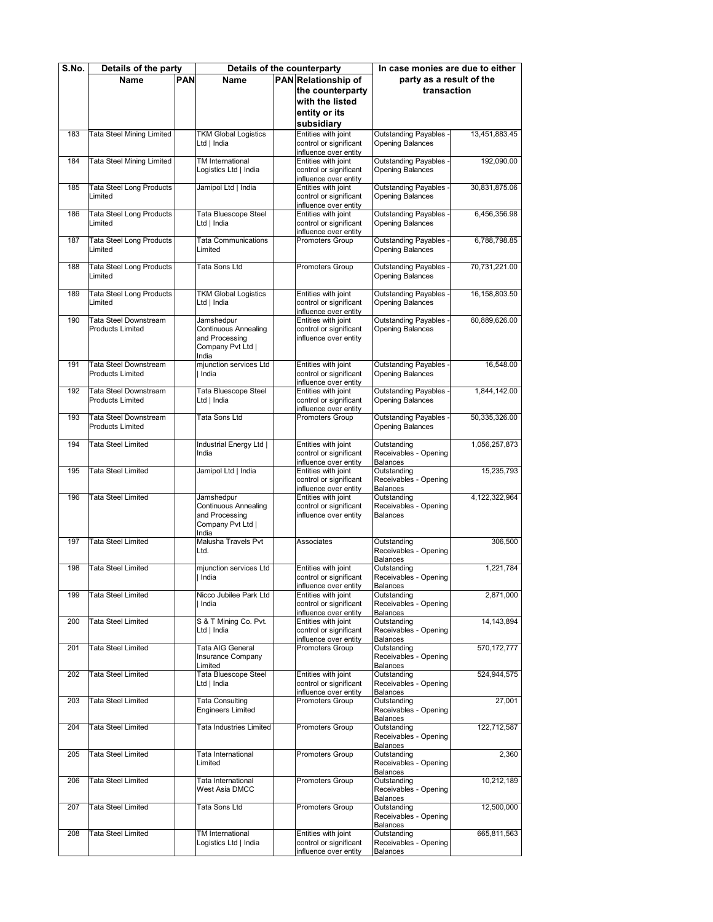| S.No. | Details of the party | | Details of the counterparty | | | In case monies are due to either party as a result of the transaction | |
|---|---|---|---|---|---|---|---|
| | Name | PAN | Name | PAN | Relationship of the counterparty with the listed entity or its subsidiary | | |
| 183 | Tata Steel Mining Limited | | TKM Global Logistics Ltd \| India | | Entities with joint control or significant influence over entity | Outstanding Payables - Opening Balances | 13,451,883.45 |
| 184 | Tata Steel Mining Limited | | TM International Logistics Ltd \| India | | Entities with joint control or significant influence over entity | Outstanding Payables - Opening Balances | 192,090.00 |
| 185 | Tata Steel Long Products Limited | | Jamipol Ltd \| India | | Entities with joint control or significant influence over entity | Outstanding Payables - Opening Balances | 30,831,875.06 |
| 186 | Tata Steel Long Products Limited | | Tata Bluescope Steel Ltd \| India | | Entities with joint control or significant influence over entity | Outstanding Payables - Opening Balances | 6,456,356.98 |
| 187 | Tata Steel Long Products Limited | | Tata Communications Limited | | Promoters Group | Outstanding Payables - Opening Balances | 6,788,798.85 |
| 188 | Tata Steel Long Products Limited | | Tata Sons Ltd | | Promoters Group | Outstanding Payables - Opening Balances | 70,731,221.00 |
| 189 | Tata Steel Long Products Limited | | TKM Global Logistics Ltd \| India | | Entities with joint control or significant influence over entity | Outstanding Payables - Opening Balances | 16,158,803.50 |
| 190 | Tata Steel Downstream Products Limited | | Jamshedpur Continuous Annealing and Processing Company Pvt Ltd \| India | | Entities with joint control or significant influence over entity | Outstanding Payables - Opening Balances | 60,889,626.00 |
| 191 | Tata Steel Downstream Products Limited | | mjunction services Ltd \| India | | Entities with joint control or significant influence over entity | Outstanding Payables - Opening Balances | 16,548.00 |
| 192 | Tata Steel Downstream Products Limited | | Tata Bluescope Steel Ltd \| India | | Entities with joint control or significant influence over entity | Outstanding Payables - Opening Balances | 1,844,142.00 |
| 193 | Tata Steel Downstream Products Limited | | Tata Sons Ltd | | Promoters Group | Outstanding Payables - Opening Balances | 50,335,326.00 |
| 194 | Tata Steel Limited | | Industrial Energy Ltd \| India | | Entities with joint control or significant influence over entity | Outstanding Receivables - Opening Balances | 1,056,257,873 |
| 195 | Tata Steel Limited | | Jamipol Ltd \| India | | Entities with joint control or significant influence over entity | Outstanding Receivables - Opening Balances | 15,235,793 |
| 196 | Tata Steel Limited | | Jamshedpur Continuous Annealing and Processing Company Pvt Ltd \| India | | Entities with joint control or significant influence over entity | Outstanding Receivables - Opening Balances | 4,122,322,964 |
| 197 | Tata Steel Limited | | Malusha Travels Pvt Ltd. | | Associates | Outstanding Receivables - Opening Balances | 306,500 |
| 198 | Tata Steel Limited | | mjunction services Ltd \| India | | Entities with joint control or significant influence over entity | Outstanding Receivables - Opening Balances | 1,221,784 |
| 199 | Tata Steel Limited | | Nicco Jubilee Park Ltd \| India | | Entities with joint control or significant influence over entity | Outstanding Receivables - Opening Balances | 2,871,000 |
| 200 | Tata Steel Limited | | S & T Mining Co. Pvt. Ltd \| India | | Entities with joint control or significant influence over entity | Outstanding Receivables - Opening Balances | 14,143,894 |
| 201 | Tata Steel Limited | | Tata AIG General Insurance Company Limited | | Promoters Group | Outstanding Receivables - Opening Balances | 570,172,777 |
| 202 | Tata Steel Limited | | Tata Bluescope Steel Ltd \| India | | Entities with joint control or significant influence over entity | Outstanding Receivables - Opening Balances | 524,944,575 |
| 203 | Tata Steel Limited | | Tata Consulting Engineers Limited | | Promoters Group | Outstanding Receivables - Opening Balances | 27,001 |
| 204 | Tata Steel Limited | | Tata Industries Limited | | Promoters Group | Outstanding Receivables - Opening Balances | 122,712,587 |
| 205 | Tata Steel Limited | | Tata International Limited | | Promoters Group | Outstanding Receivables - Opening Balances | 2,360 |
| 206 | Tata Steel Limited | | Tata International West Asia DMCC | | Promoters Group | Outstanding Receivables - Opening Balances | 10,212,189 |
| 207 | Tata Steel Limited | | Tata Sons Ltd | | Promoters Group | Outstanding Receivables - Opening Balances | 12,500,000 |
| 208 | Tata Steel Limited | | TM International Logistics Ltd \| India | | Entities with joint control or significant influence over entity | Outstanding Receivables - Opening Balances | 665,811,563 |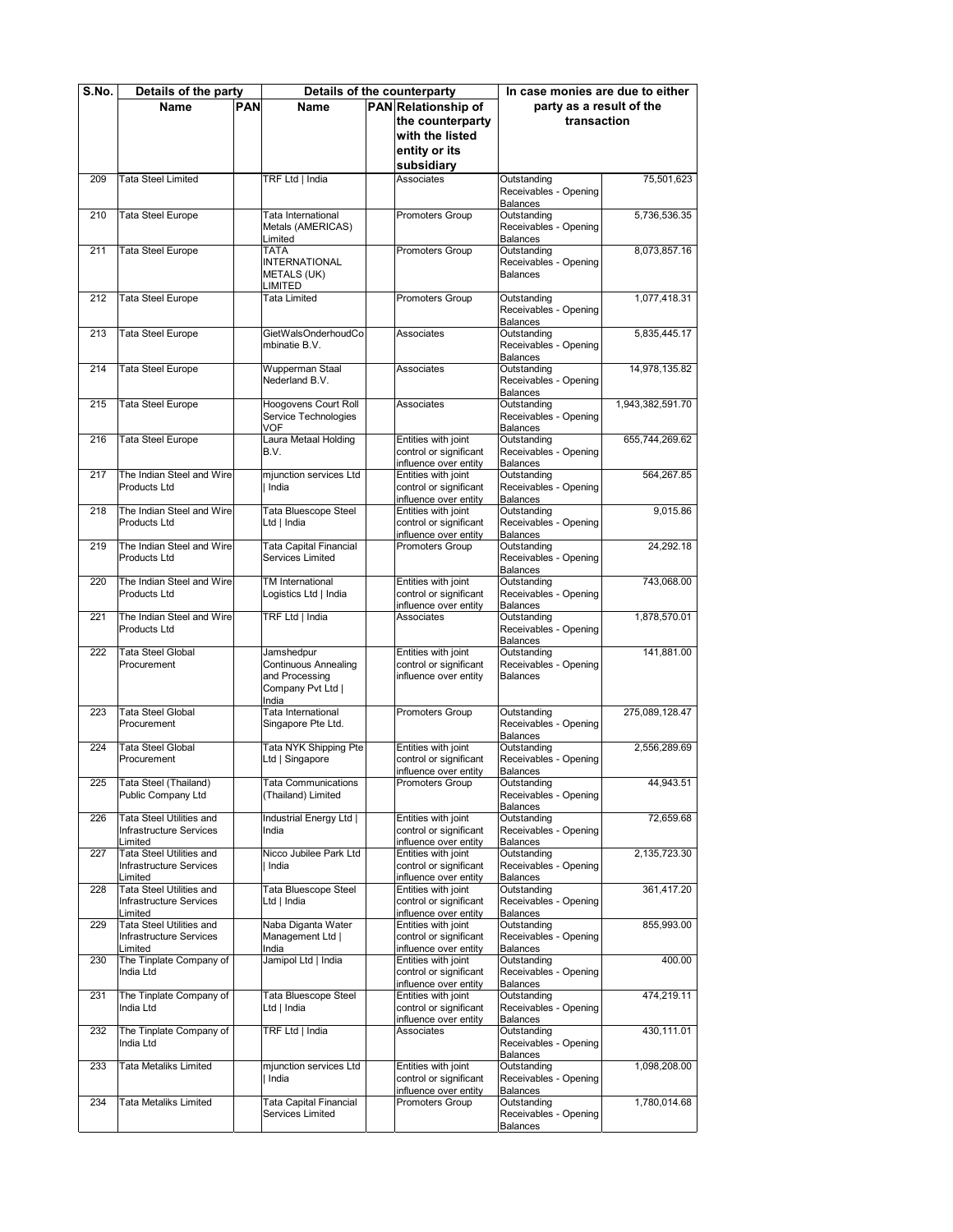| S.No. | Details of the party | | Details of the counterparty | | | In case monies are due to either party as a result of the transaction | |
|---|---|---|---|---|---|---|---|
| | Name | PAN | Name | PAN | Relationship of the counterparty with the listed entity or its subsidiary | | |
| 209 | Tata Steel Limited | | TRF Ltd \| India | | Associates | Outstanding Receivables - Opening Balances | 75,501,623 |
| 210 | Tata Steel Europe | | Tata International Metals (AMERICAS) Limited | | Promoters Group | Outstanding Receivables - Opening Balances | 5,736,536.35 |
| 211 | Tata Steel Europe | | TATA INTERNATIONAL METALS (UK) LIMITED | | Promoters Group | Outstanding Receivables - Opening Balances | 8,073,857.16 |
| 212 | Tata Steel Europe | | Tata Limited | | Promoters Group | Outstanding Receivables - Opening Balances | 1,077,418.31 |
| 213 | Tata Steel Europe | | GietWalsOnderhoudCombinatie B.V. | | Associates | Outstanding Receivables - Opening Balances | 5,835,445.17 |
| 214 | Tata Steel Europe | | Wupperman Staal Nederland B.V. | | Associates | Outstanding Receivables - Opening Balances | 14,978,135.82 |
| 215 | Tata Steel Europe | | Hoogovens Court Roll Service Technologies VOF | | Associates | Outstanding Receivables - Opening Balances | 1,943,382,591.70 |
| 216 | Tata Steel Europe | | Laura Metaal Holding B.V. | | Entities with joint control or significant influence over entity | Outstanding Receivables - Opening Balances | 655,744,269.62 |
| 217 | The Indian Steel and Wire Products Ltd | | mjunction services Ltd \| India | | Entities with joint control or significant influence over entity | Outstanding Receivables - Opening Balances | 564,267.85 |
| 218 | The Indian Steel and Wire Products Ltd | | Tata Bluescope Steel Ltd \| India | | Entities with joint control or significant influence over entity | Outstanding Receivables - Opening Balances | 9,015.86 |
| 219 | The Indian Steel and Wire Products Ltd | | Tata Capital Financial Services Limited | | Promoters Group | Outstanding Receivables - Opening Balances | 24,292.18 |
| 220 | The Indian Steel and Wire Products Ltd | | TM International Logistics Ltd \| India | | Entities with joint control or significant influence over entity | Outstanding Receivables - Opening Balances | 743,068.00 |
| 221 | The Indian Steel and Wire Products Ltd | | TRF Ltd \| India | | Associates | Outstanding Receivables - Opening Balances | 1,878,570.01 |
| 222 | Tata Steel Global Procurement | | Jamshedpur Continuous Annealing and Processing Company Pvt Ltd \| India | | Entities with joint control or significant influence over entity | Outstanding Receivables - Opening Balances | 141,881.00 |
| 223 | Tata Steel Global Procurement | | Tata International Singapore Pte Ltd. | | Promoters Group | Outstanding Receivables - Opening Balances | 275,089,128.47 |
| 224 | Tata Steel Global Procurement | | Tata NYK Shipping Pte Ltd \| Singapore | | Entities with joint control or significant influence over entity | Outstanding Receivables - Opening Balances | 2,556,289.69 |
| 225 | Tata Steel (Thailand) Public Company Ltd | | Tata Communications (Thailand) Limited | | Promoters Group | Outstanding Receivables - Opening Balances | 44,943.51 |
| 226 | Tata Steel Utilities and Infrastructure Services Limited | | Industrial Energy Ltd \| India | | Entities with joint control or significant influence over entity | Outstanding Receivables - Opening Balances | 72,659.68 |
| 227 | Tata Steel Utilities and Infrastructure Services Limited | | Nicco Jubilee Park Ltd \| India | | Entities with joint control or significant influence over entity | Outstanding Receivables - Opening Balances | 2,135,723.30 |
| 228 | Tata Steel Utilities and Infrastructure Services Limited | | Tata Bluescope Steel Ltd \| India | | Entities with joint control or significant influence over entity | Outstanding Receivables - Opening Balances | 361,417.20 |
| 229 | Tata Steel Utilities and Infrastructure Services Limited | | Naba Diganta Water Management Ltd \| India | | Entities with joint control or significant influence over entity | Outstanding Receivables - Opening Balances | 855,993.00 |
| 230 | The Tinplate Company of India Ltd | | Jamipol Ltd \| India | | Entities with joint control or significant influence over entity | Outstanding Receivables - Opening Balances | 400.00 |
| 231 | The Tinplate Company of India Ltd | | Tata Bluescope Steel Ltd \| India | | Entities with joint control or significant influence over entity | Outstanding Receivables - Opening Balances | 474,219.11 |
| 232 | The Tinplate Company of India Ltd | | TRF Ltd \| India | | Associates | Outstanding Receivables - Opening Balances | 430,111.01 |
| 233 | Tata Metaliks Limited | | mjunction services Ltd \| India | | Entities with joint control or significant influence over entity | Outstanding Receivables - Opening Balances | 1,098,208.00 |
| 234 | Tata Metaliks Limited | | Tata Capital Financial Services Limited | | Promoters Group | Outstanding Receivables - Opening Balances | 1,780,014.68 |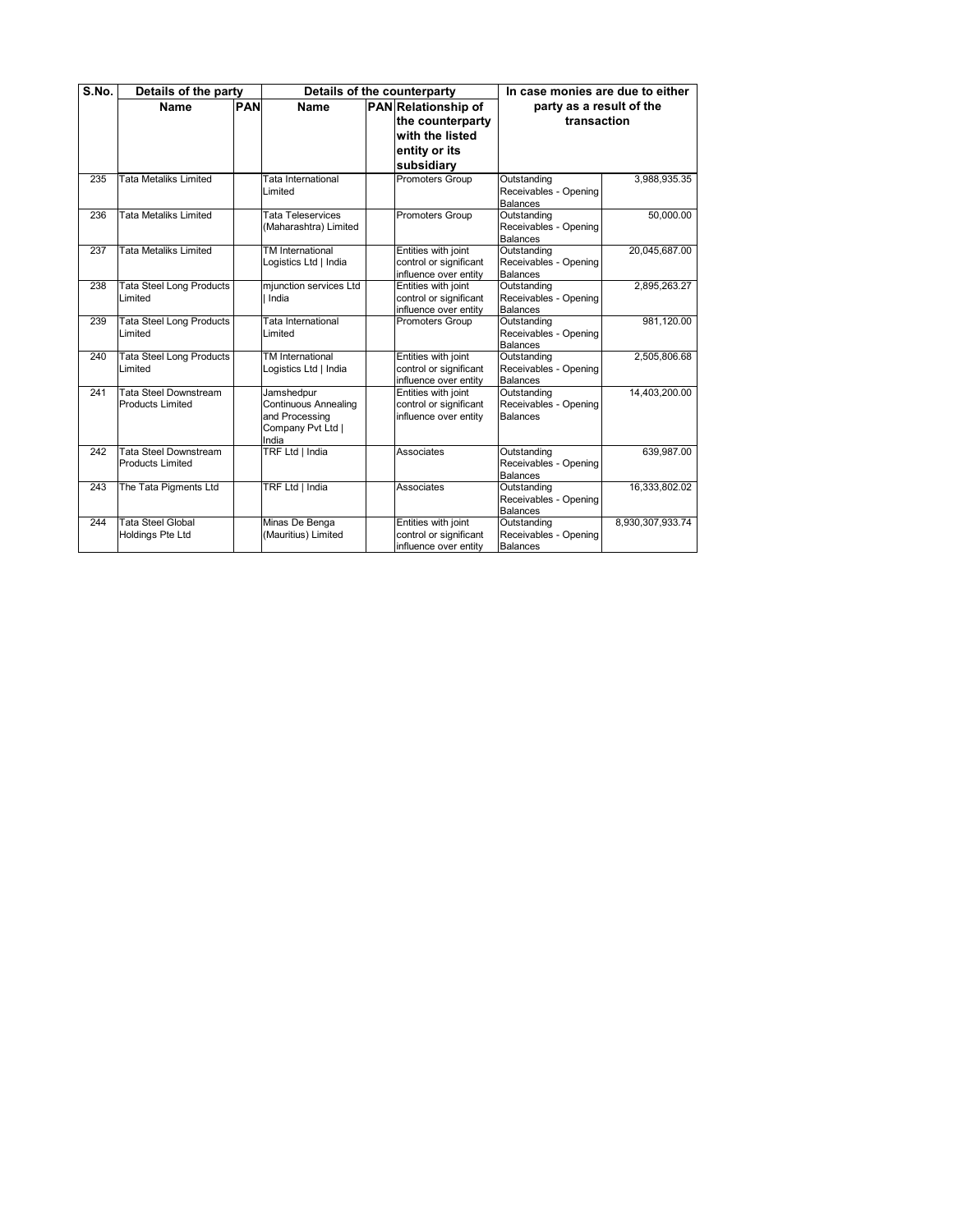| S.No. | Details of the party | | Details of the counterparty | | | In case monies are due to either party as a result of the transaction | |
|---|---|---|---|---|---|---|---|
| | Name | PAN | Name | PAN | Relationship of the counterparty with the listed entity or its subsidiary | | |
| 235 | Tata Metaliks Limited | | Tata International Limited | | Promoters Group | Outstanding Receivables - Opening Balances | 3,988,935.35 |
| 236 | Tata Metaliks Limited | | Tata Teleservices (Maharashtra) Limited | | Promoters Group | Outstanding Receivables - Opening Balances | 50,000.00 |
| 237 | Tata Metaliks Limited | | TM International Logistics Ltd \| India | | Entities with joint control or significant influence over entity | Outstanding Receivables - Opening Balances | 20,045,687.00 |
| 238 | Tata Steel Long Products Limited | | mjunction services Ltd \| India | | Entities with joint control or significant influence over entity | Outstanding Receivables - Opening Balances | 2,895,263.27 |
| 239 | Tata Steel Long Products Limited | | Tata International Limited | | Promoters Group | Outstanding Receivables - Opening Balances | 981,120.00 |
| 240 | Tata Steel Long Products Limited | | TM International Logistics Ltd \| India | | Entities with joint control or significant influence over entity | Outstanding Receivables - Opening Balances | 2,505,806.68 |
| 241 | Tata Steel Downstream Products Limited | | Jamshedpur Continuous Annealing and Processing Company Pvt Ltd \| India | | Entities with joint control or significant influence over entity | Outstanding Receivables - Opening Balances | 14,403,200.00 |
| 242 | Tata Steel Downstream Products Limited | | TRF Ltd \| India | | Associates | Outstanding Receivables - Opening Balances | 639,987.00 |
| 243 | The Tata Pigments Ltd | | TRF Ltd \| India | | Associates | Outstanding Receivables - Opening Balances | 16,333,802.02 |
| 244 | Tata Steel Global Holdings Pte Ltd | | Minas De Benga (Mauritius) Limited | | Entities with joint control or significant influence over entity | Outstanding Receivables - Opening Balances | 8,930,307,933.74 |